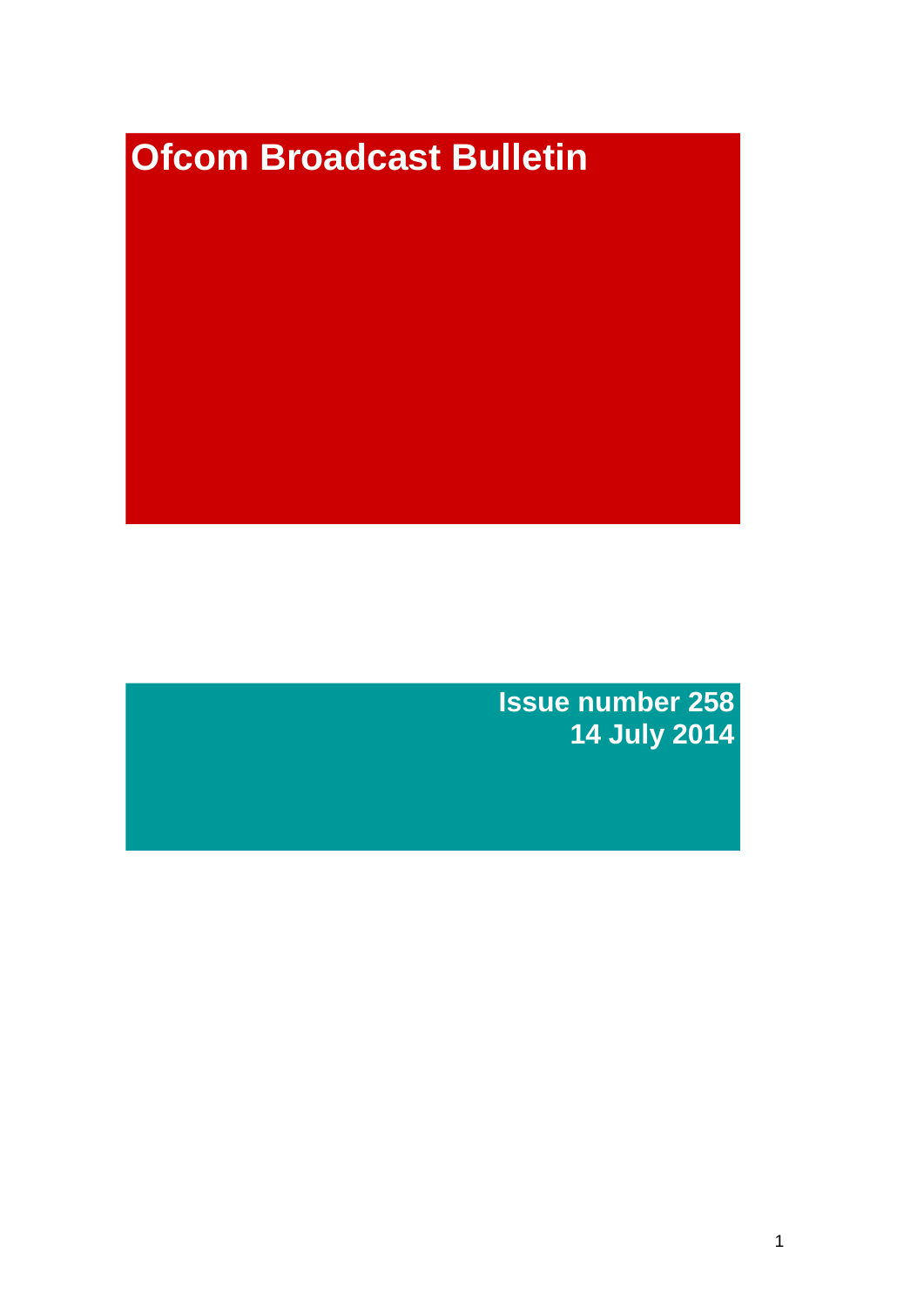# Ofcom Broadcast Bulletin

**Issue number 258**
**14 July 2014**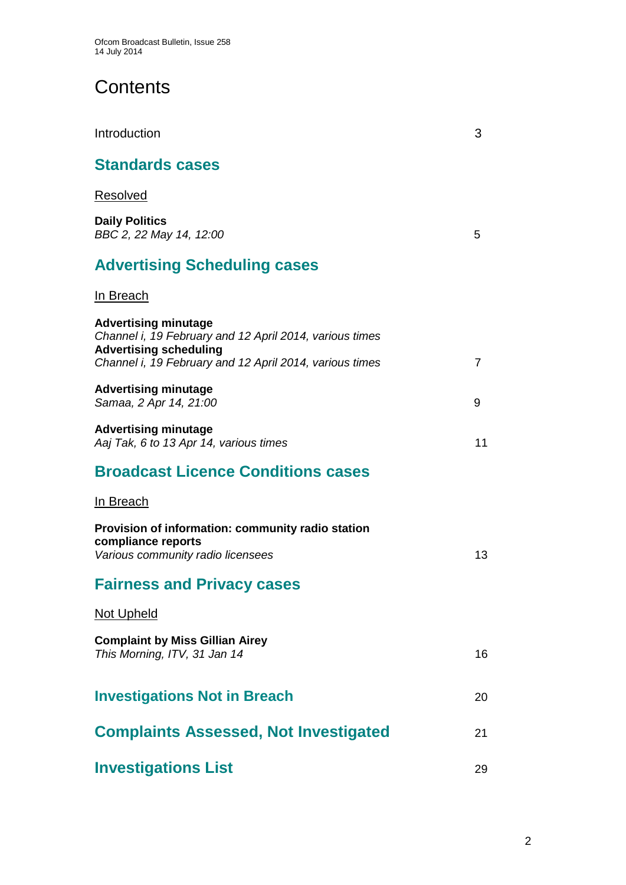# Contents

Introduction 3

## Standards cases

Resolved

**Daily Politics**
*BBC 2, 22 May 14, 12:00* 5

## Advertising Scheduling cases

In Breach

**Advertising minutage**
*Channel i, 19 February and 12 April 2014, various times*
**Advertising scheduling**
*Channel i, 19 February and 12 April 2014, various times* 7

**Advertising minutage**
*Samaa, 2 Apr 14, 21:00* 9

**Advertising minutage**
*Aaj Tak, 6 to 13 Apr 14, various times* 11

## Broadcast Licence Conditions cases

In Breach

**Provision of information: community radio station compliance reports**
*Various community radio licensees* 13

## Fairness and Privacy cases

Not Upheld

**Complaint by Miss Gillian Airey**
*This Morning, ITV, 31 Jan 14* 16

## Investigations Not in Breach 20

## Complaints Assessed, Not Investigated 21

## Investigations List 29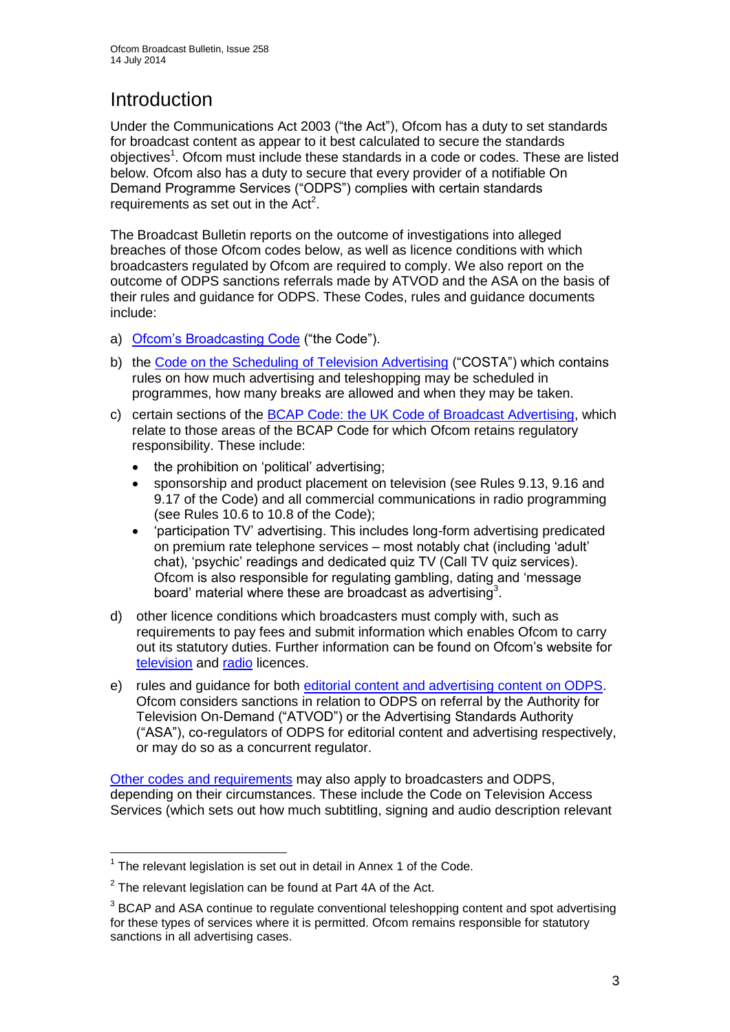# Introduction

Under the Communications Act 2003 ("the Act"), Ofcom has a duty to set standards for broadcast content as appear to it best calculated to secure the standards objectives[1]. Ofcom must include these standards in a code or codes. These are listed below. Ofcom also has a duty to secure that every provider of a notifiable On Demand Programme Services ("ODPS") complies with certain standards requirements as set out in the Act[2].

The Broadcast Bulletin reports on the outcome of investigations into alleged breaches of those Ofcom codes below, as well as licence conditions with which broadcasters regulated by Ofcom are required to comply. We also report on the outcome of ODPS sanctions referrals made by ATVOD and the ASA on the basis of their rules and guidance for ODPS. These Codes, rules and guidance documents include:

a) Ofcom's Broadcasting Code ("the Code").

b) the Code on the Scheduling of Television Advertising ("COSTA") which contains rules on how much advertising and teleshopping may be scheduled in programmes, how many breaks are allowed and when they may be taken.

c) certain sections of the BCAP Code: the UK Code of Broadcast Advertising, which relate to those areas of the BCAP Code for which Ofcom retains regulatory responsibility. These include:
   - the prohibition on 'political' advertising;
   - sponsorship and product placement on television (see Rules 9.13, 9.16 and 9.17 of the Code) and all commercial communications in radio programming (see Rules 10.6 to 10.8 of the Code);
   - 'participation TV' advertising. This includes long-form advertising predicated on premium rate telephone services – most notably chat (including 'adult' chat), 'psychic' readings and dedicated quiz TV (Call TV quiz services). Ofcom is also responsible for regulating gambling, dating and 'message board' material where these are broadcast as advertising[3].

d) other licence conditions which broadcasters must comply with, such as requirements to pay fees and submit information which enables Ofcom to carry out its statutory duties. Further information can be found on Ofcom's website for television and radio licences.

e) rules and guidance for both editorial content and advertising content on ODPS. Ofcom considers sanctions in relation to ODPS on referral by the Authority for Television On-Demand ("ATVOD") or the Advertising Standards Authority ("ASA"), co-regulators of ODPS for editorial content and advertising respectively, or may do so as a concurrent regulator.

Other codes and requirements may also apply to broadcasters and ODPS, depending on their circumstances. These include the Code on Television Access Services (which sets out how much subtitling, signing and audio description relevant

---

[1] The relevant legislation is set out in detail in Annex 1 of the Code.

[2] The relevant legislation can be found at Part 4A of the Act.

[3] BCAP and ASA continue to regulate conventional teleshopping content and spot advertising for these types of services where it is permitted. Ofcom remains responsible for statutory sanctions in all advertising cases.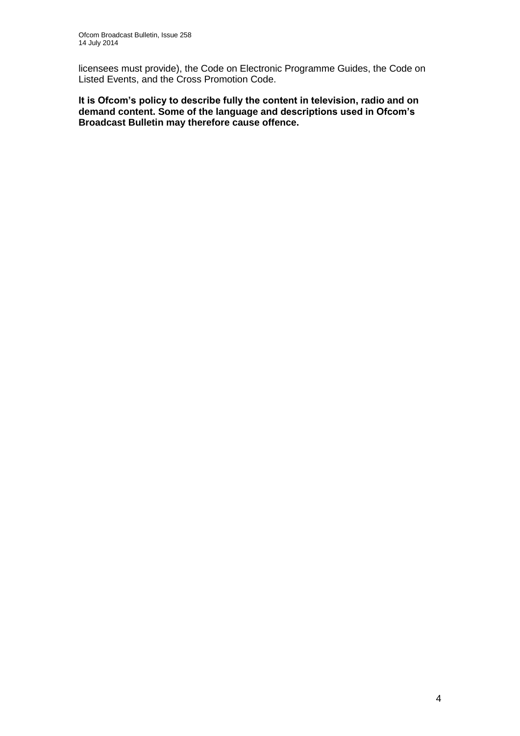licensees must provide), the Code on Electronic Programme Guides, the Code on Listed Events, and the Cross Promotion Code.

**It is Ofcom's policy to describe fully the content in television, radio and on demand content. Some of the language and descriptions used in Ofcom's Broadcast Bulletin may therefore cause offence.**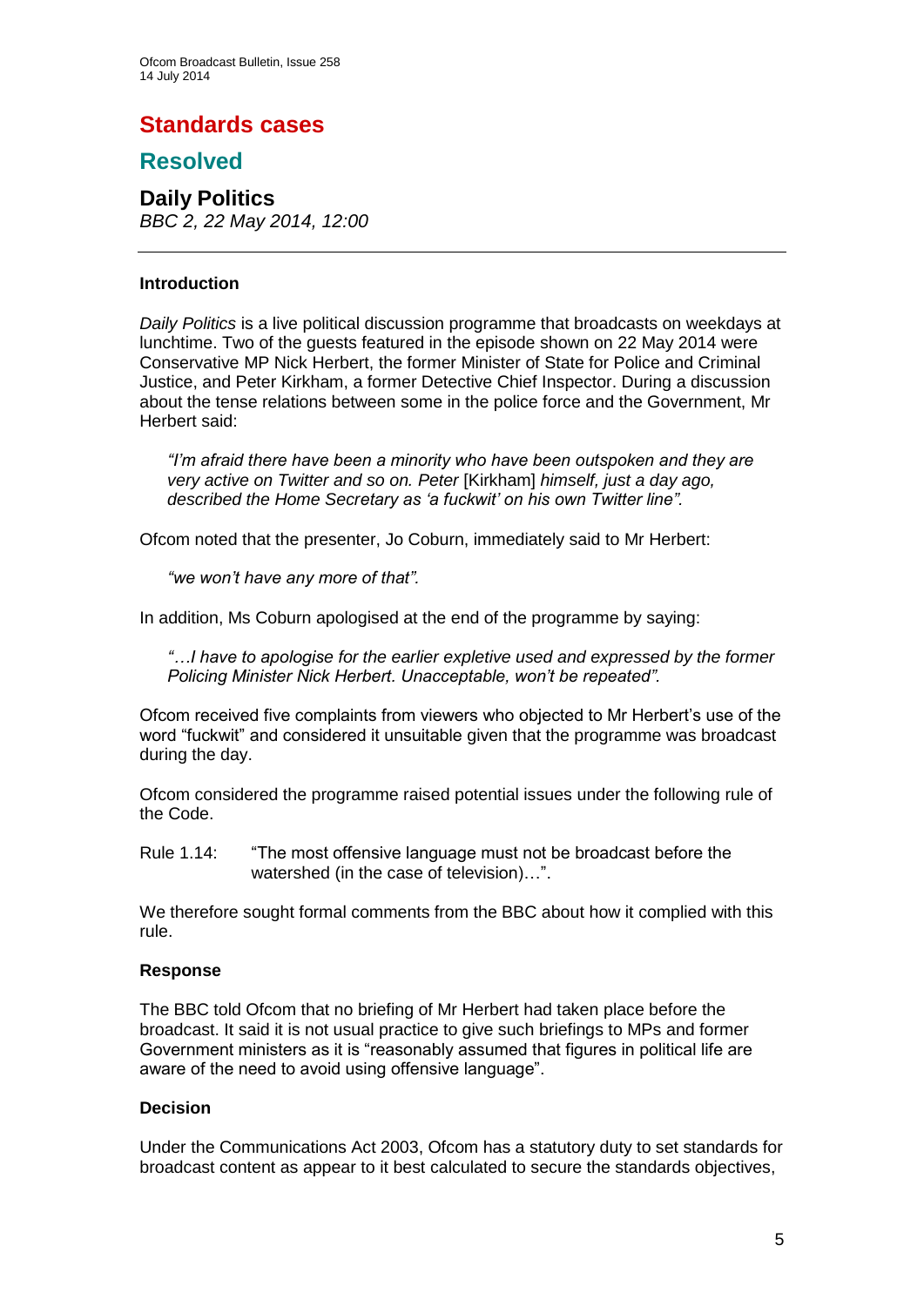# Standards cases

## Resolved

### Daily Politics

*BBC 2, 22 May 2014, 12:00*

---

#### Introduction

*Daily Politics* is a live political discussion programme that broadcasts on weekdays at lunchtime. Two of the guests featured in the episode shown on 22 May 2014 were Conservative MP Nick Herbert, the former Minister of State for Police and Criminal Justice, and Peter Kirkham, a former Detective Chief Inspector. During a discussion about the tense relations between some in the police force and the Government, Mr Herbert said:

> *"I'm afraid there have been a minority who have been outspoken and they are very active on Twitter and so on. Peter* [Kirkham] *himself, just a day ago, described the Home Secretary as 'a fuckwit' on his own Twitter line".*

Ofcom noted that the presenter, Jo Coburn, immediately said to Mr Herbert:

> *"we won't have any more of that".*

In addition, Ms Coburn apologised at the end of the programme by saying:

> *"…I have to apologise for the earlier expletive used and expressed by the former Policing Minister Nick Herbert. Unacceptable, won't be repeated".*

Ofcom received five complaints from viewers who objected to Mr Herbert's use of the word "fuckwit" and considered it unsuitable given that the programme was broadcast during the day.

Ofcom considered the programme raised potential issues under the following rule of the Code.

Rule 1.14: "The most offensive language must not be broadcast before the watershed (in the case of television)…".

We therefore sought formal comments from the BBC about how it complied with this rule.

#### Response

The BBC told Ofcom that no briefing of Mr Herbert had taken place before the broadcast. It said it is not usual practice to give such briefings to MPs and former Government ministers as it is "reasonably assumed that figures in political life are aware of the need to avoid using offensive language".

#### Decision

Under the Communications Act 2003, Ofcom has a statutory duty to set standards for broadcast content as appear to it best calculated to secure the standards objectives,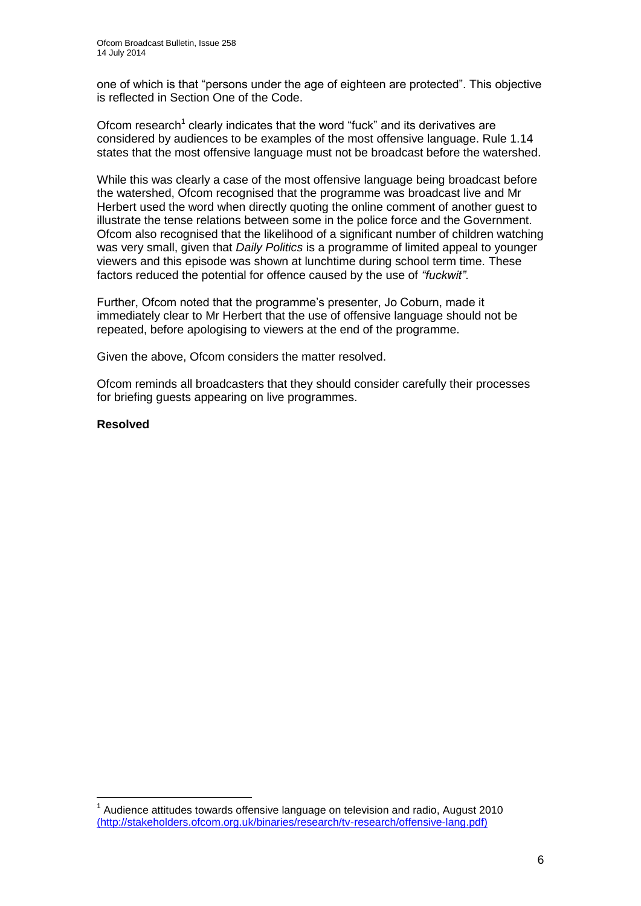one of which is that "persons under the age of eighteen are protected". This objective is reflected in Section One of the Code.

Ofcom research[1] clearly indicates that the word "fuck" and its derivatives are considered by audiences to be examples of the most offensive language. Rule 1.14 states that the most offensive language must not be broadcast before the watershed.

While this was clearly a case of the most offensive language being broadcast before the watershed, Ofcom recognised that the programme was broadcast live and Mr Herbert used the word when directly quoting the online comment of another guest to illustrate the tense relations between some in the police force and the Government. Ofcom also recognised that the likelihood of a significant number of children watching was very small, given that *Daily Politics* is a programme of limited appeal to younger viewers and this episode was shown at lunchtime during school term time. These factors reduced the potential for offence caused by the use of *"fuckwit"*.

Further, Ofcom noted that the programme's presenter, Jo Coburn, made it immediately clear to Mr Herbert that the use of offensive language should not be repeated, before apologising to viewers at the end of the programme.

Given the above, Ofcom considers the matter resolved.

Ofcom reminds all broadcasters that they should consider carefully their processes for briefing guests appearing on live programmes.

**Resolved**

---

[1] Audience attitudes towards offensive language on television and radio, August 2010 (http://stakeholders.ofcom.org.uk/binaries/research/tv-research/offensive-lang.pdf)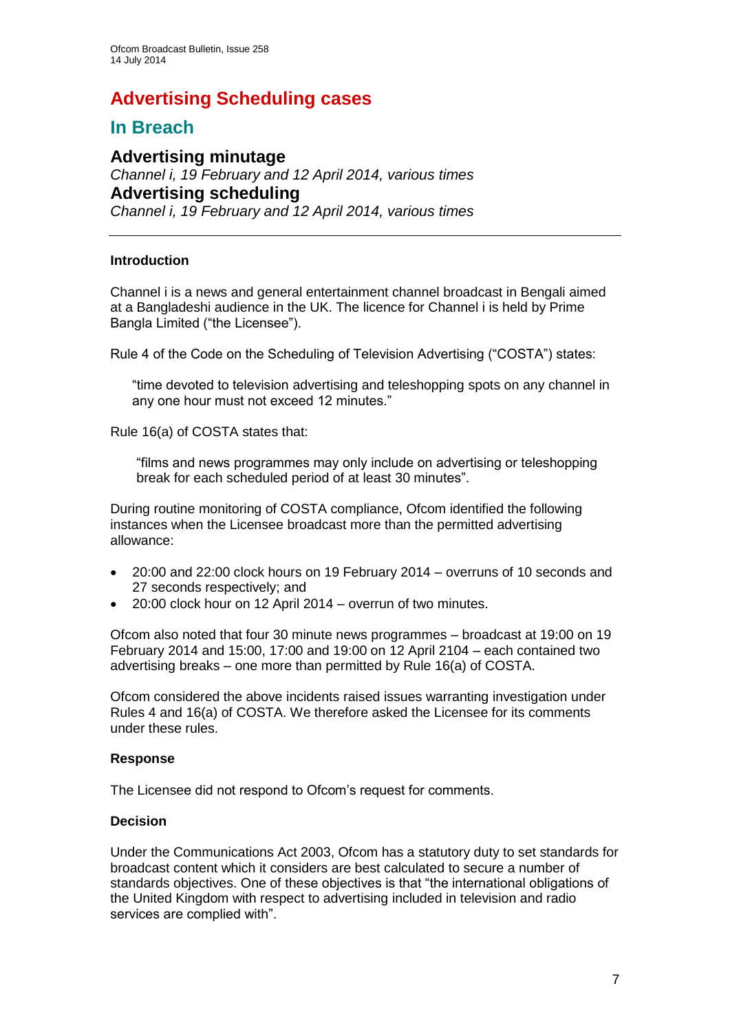# Advertising Scheduling cases

## In Breach

### Advertising minutage

*Channel i, 19 February and 12 April 2014, various times*

### Advertising scheduling

*Channel i, 19 February and 12 April 2014, various times*

---

**Introduction**

Channel i is a news and general entertainment channel broadcast in Bengali aimed at a Bangladeshi audience in the UK. The licence for Channel i is held by Prime Bangla Limited ("the Licensee").

Rule 4 of the Code on the Scheduling of Television Advertising ("COSTA") states:

> "time devoted to television advertising and teleshopping spots on any channel in any one hour must not exceed 12 minutes."

Rule 16(a) of COSTA states that:

> "films and news programmes may only include on advertising or teleshopping break for each scheduled period of at least 30 minutes".

During routine monitoring of COSTA compliance, Ofcom identified the following instances when the Licensee broadcast more than the permitted advertising allowance:

- 20:00 and 22:00 clock hours on 19 February 2014 – overruns of 10 seconds and 27 seconds respectively; and
- 20:00 clock hour on 12 April 2014 – overrun of two minutes.

Ofcom also noted that four 30 minute news programmes – broadcast at 19:00 on 19 February 2014 and 15:00, 17:00 and 19:00 on 12 April 2104 – each contained two advertising breaks – one more than permitted by Rule 16(a) of COSTA.

Ofcom considered the above incidents raised issues warranting investigation under Rules 4 and 16(a) of COSTA. We therefore asked the Licensee for its comments under these rules.

**Response**

The Licensee did not respond to Ofcom's request for comments.

**Decision**

Under the Communications Act 2003, Ofcom has a statutory duty to set standards for broadcast content which it considers are best calculated to secure a number of standards objectives. One of these objectives is that "the international obligations of the United Kingdom with respect to advertising included in television and radio services are complied with".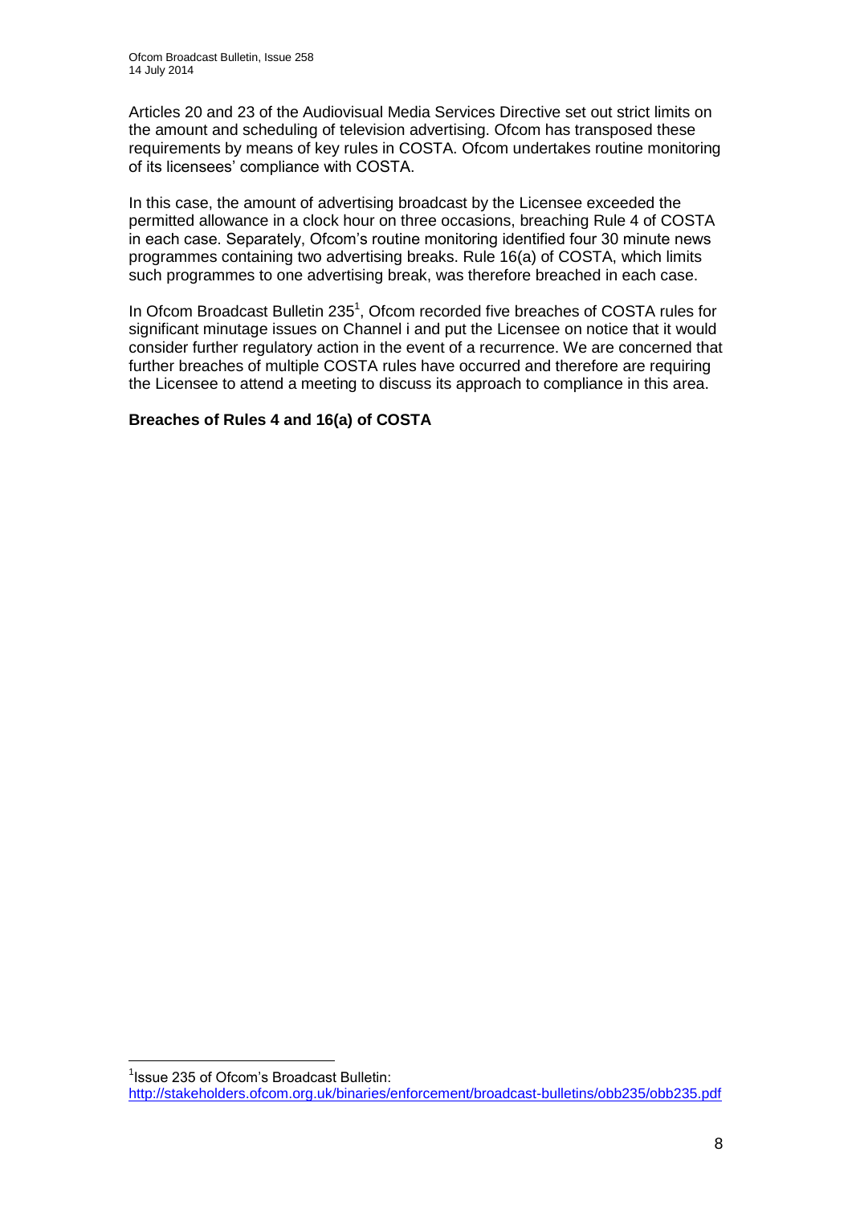Articles 20 and 23 of the Audiovisual Media Services Directive set out strict limits on the amount and scheduling of television advertising. Ofcom has transposed these requirements by means of key rules in COSTA. Ofcom undertakes routine monitoring of its licensees' compliance with COSTA.

In this case, the amount of advertising broadcast by the Licensee exceeded the permitted allowance in a clock hour on three occasions, breaching Rule 4 of COSTA in each case. Separately, Ofcom's routine monitoring identified four 30 minute news programmes containing two advertising breaks. Rule 16(a) of COSTA, which limits such programmes to one advertising break, was therefore breached in each case.

In Ofcom Broadcast Bulletin 235[1], Ofcom recorded five breaches of COSTA rules for significant minutage issues on Channel i and put the Licensee on notice that it would consider further regulatory action in the event of a recurrence. We are concerned that further breaches of multiple COSTA rules have occurred and therefore are requiring the Licensee to attend a meeting to discuss its approach to compliance in this area.

**Breaches of Rules 4 and 16(a) of COSTA**

[1] Issue 235 of Ofcom's Broadcast Bulletin: http://stakeholders.ofcom.org.uk/binaries/enforcement/broadcast-bulletins/obb235/obb235.pdf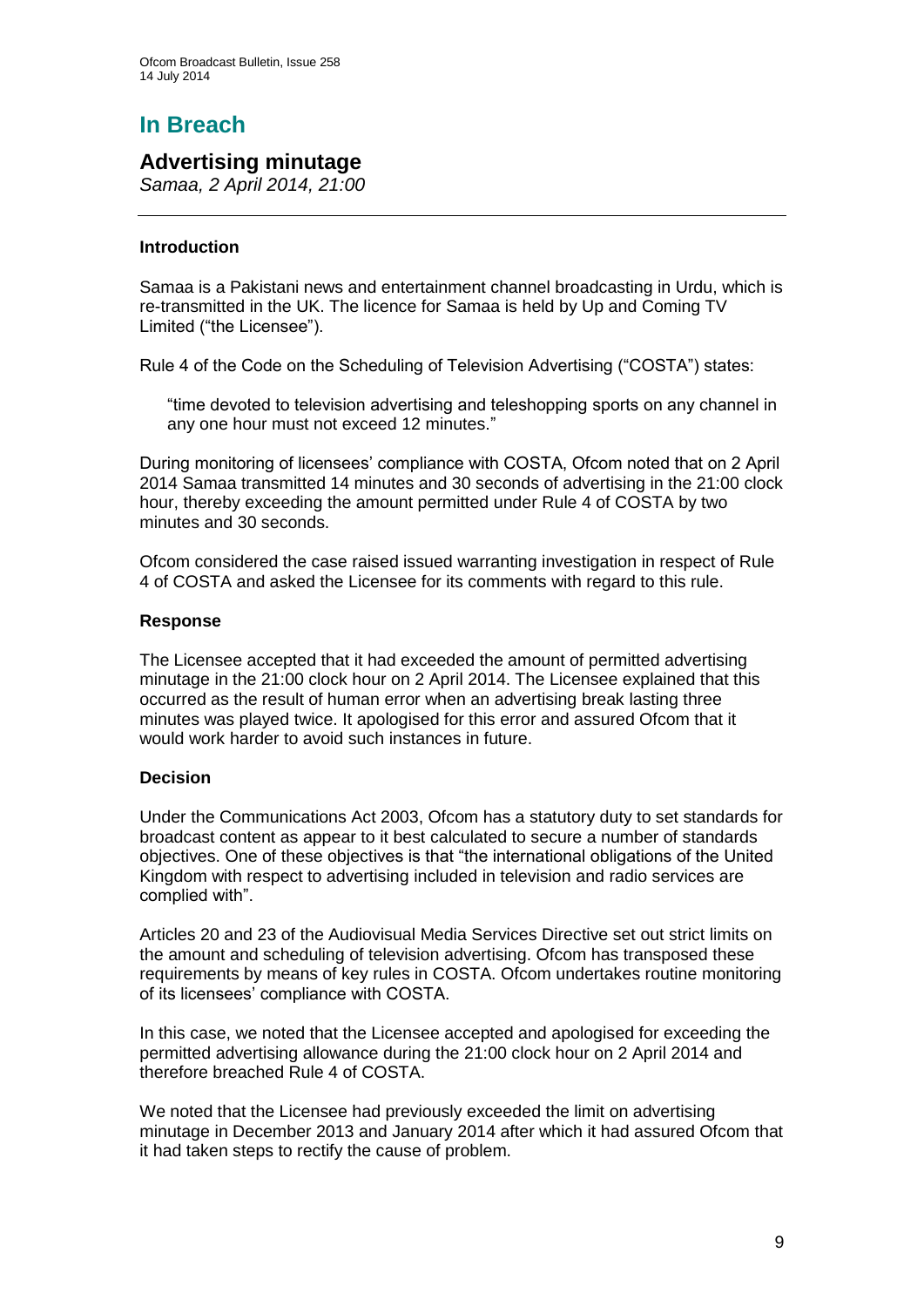# In Breach

## Advertising minutage

*Samaa, 2 April 2014, 21:00*

---

### Introduction

Samaa is a Pakistani news and entertainment channel broadcasting in Urdu, which is re-transmitted in the UK. The licence for Samaa is held by Up and Coming TV Limited ("the Licensee").

Rule 4 of the Code on the Scheduling of Television Advertising ("COSTA") states:

> "time devoted to television advertising and teleshopping sports on any channel in any one hour must not exceed 12 minutes."

During monitoring of licensees' compliance with COSTA, Ofcom noted that on 2 April 2014 Samaa transmitted 14 minutes and 30 seconds of advertising in the 21:00 clock hour, thereby exceeding the amount permitted under Rule 4 of COSTA by two minutes and 30 seconds.

Ofcom considered the case raised issued warranting investigation in respect of Rule 4 of COSTA and asked the Licensee for its comments with regard to this rule.

### Response

The Licensee accepted that it had exceeded the amount of permitted advertising minutage in the 21:00 clock hour on 2 April 2014. The Licensee explained that this occurred as the result of human error when an advertising break lasting three minutes was played twice. It apologised for this error and assured Ofcom that it would work harder to avoid such instances in future.

### Decision

Under the Communications Act 2003, Ofcom has a statutory duty to set standards for broadcast content as appear to it best calculated to secure a number of standards objectives. One of these objectives is that "the international obligations of the United Kingdom with respect to advertising included in television and radio services are complied with".

Articles 20 and 23 of the Audiovisual Media Services Directive set out strict limits on the amount and scheduling of television advertising. Ofcom has transposed these requirements by means of key rules in COSTA. Ofcom undertakes routine monitoring of its licensees' compliance with COSTA.

In this case, we noted that the Licensee accepted and apologised for exceeding the permitted advertising allowance during the 21:00 clock hour on 2 April 2014 and therefore breached Rule 4 of COSTA.

We noted that the Licensee had previously exceeded the limit on advertising minutage in December 2013 and January 2014 after which it had assured Ofcom that it had taken steps to rectify the cause of problem.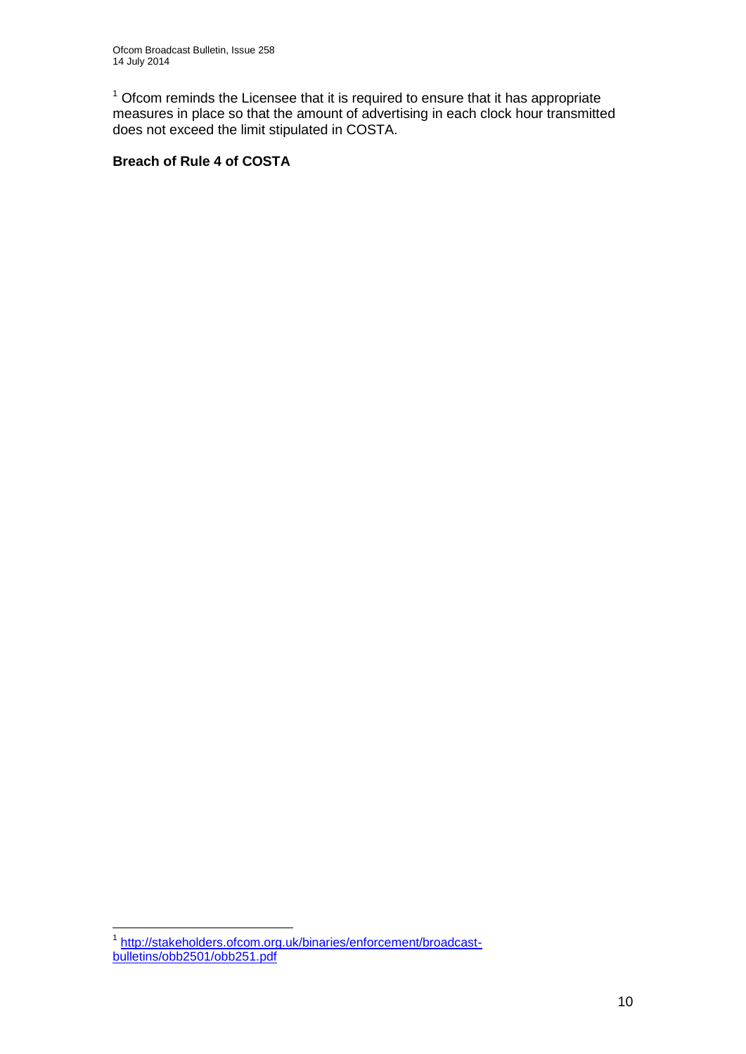[1] Ofcom reminds the Licensee that it is required to ensure that it has appropriate measures in place so that the amount of advertising in each clock hour transmitted does not exceed the limit stipulated in COSTA.

**Breach of Rule 4 of COSTA**

---

[1] http://stakeholders.ofcom.org.uk/binaries/enforcement/broadcast-bulletins/obb2501/obb251.pdf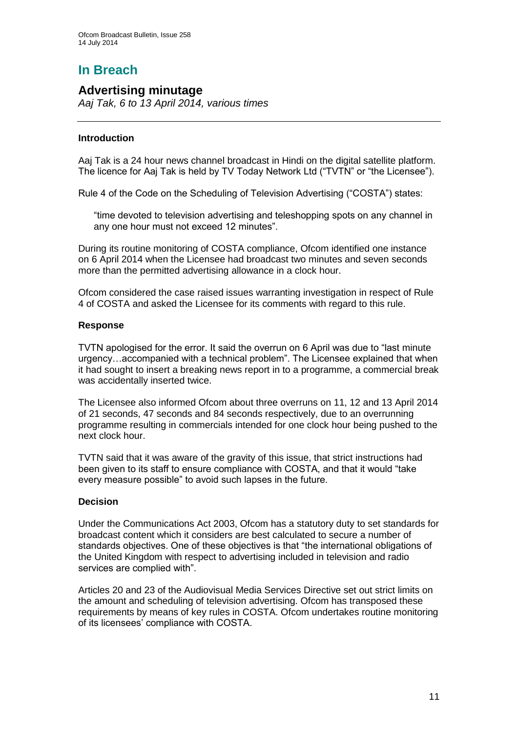# In Breach

## Advertising minutage

*Aaj Tak, 6 to 13 April 2014, various times*

---

### Introduction

Aaj Tak is a 24 hour news channel broadcast in Hindi on the digital satellite platform. The licence for Aaj Tak is held by TV Today Network Ltd ("TVTN" or "the Licensee").

Rule 4 of the Code on the Scheduling of Television Advertising ("COSTA") states:

> "time devoted to television advertising and teleshopping spots on any channel in any one hour must not exceed 12 minutes".

During its routine monitoring of COSTA compliance, Ofcom identified one instance on 6 April 2014 when the Licensee had broadcast two minutes and seven seconds more than the permitted advertising allowance in a clock hour.

Ofcom considered the case raised issues warranting investigation in respect of Rule 4 of COSTA and asked the Licensee for its comments with regard to this rule.

### Response

TVTN apologised for the error. It said the overrun on 6 April was due to "last minute urgency…accompanied with a technical problem". The Licensee explained that when it had sought to insert a breaking news report in to a programme, a commercial break was accidentally inserted twice.

The Licensee also informed Ofcom about three overruns on 11, 12 and 13 April 2014 of 21 seconds, 47 seconds and 84 seconds respectively, due to an overrunning programme resulting in commercials intended for one clock hour being pushed to the next clock hour.

TVTN said that it was aware of the gravity of this issue, that strict instructions had been given to its staff to ensure compliance with COSTA, and that it would "take every measure possible" to avoid such lapses in the future.

### Decision

Under the Communications Act 2003, Ofcom has a statutory duty to set standards for broadcast content which it considers are best calculated to secure a number of standards objectives. One of these objectives is that "the international obligations of the United Kingdom with respect to advertising included in television and radio services are complied with".

Articles 20 and 23 of the Audiovisual Media Services Directive set out strict limits on the amount and scheduling of television advertising. Ofcom has transposed these requirements by means of key rules in COSTA. Ofcom undertakes routine monitoring of its licensees' compliance with COSTA.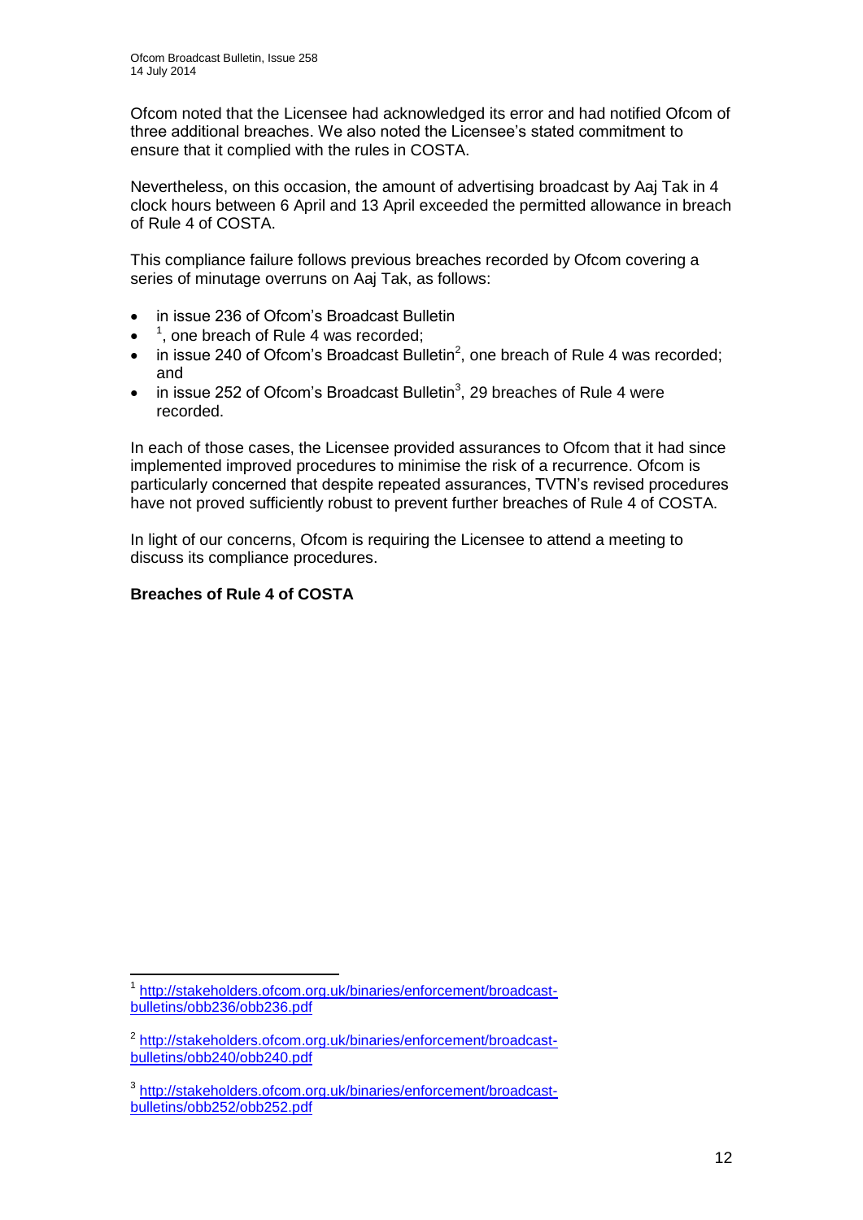Ofcom noted that the Licensee had acknowledged its error and had notified Ofcom of three additional breaches. We also noted the Licensee's stated commitment to ensure that it complied with the rules in COSTA.

Nevertheless, on this occasion, the amount of advertising broadcast by Aaj Tak in 4 clock hours between 6 April and 13 April exceeded the permitted allowance in breach of Rule 4 of COSTA.

This compliance failure follows previous breaches recorded by Ofcom covering a series of minutage overruns on Aaj Tak, as follows:

- in issue 236 of Ofcom's Broadcast Bulletin
- [1], one breach of Rule 4 was recorded;
- in issue 240 of Ofcom's Broadcast Bulletin[2], one breach of Rule 4 was recorded; and
- in issue 252 of Ofcom's Broadcast Bulletin[3], 29 breaches of Rule 4 were recorded.

In each of those cases, the Licensee provided assurances to Ofcom that it had since implemented improved procedures to minimise the risk of a recurrence. Ofcom is particularly concerned that despite repeated assurances, TVTN's revised procedures have not proved sufficiently robust to prevent further breaches of Rule 4 of COSTA.

In light of our concerns, Ofcom is requiring the Licensee to attend a meeting to discuss its compliance procedures.

**Breaches of Rule 4 of COSTA**

---

[1] http://stakeholders.ofcom.org.uk/binaries/enforcement/broadcast-bulletins/obb236/obb236.pdf

[2] http://stakeholders.ofcom.org.uk/binaries/enforcement/broadcast-bulletins/obb240/obb240.pdf

[3] http://stakeholders.ofcom.org.uk/binaries/enforcement/broadcast-bulletins/obb252/obb252.pdf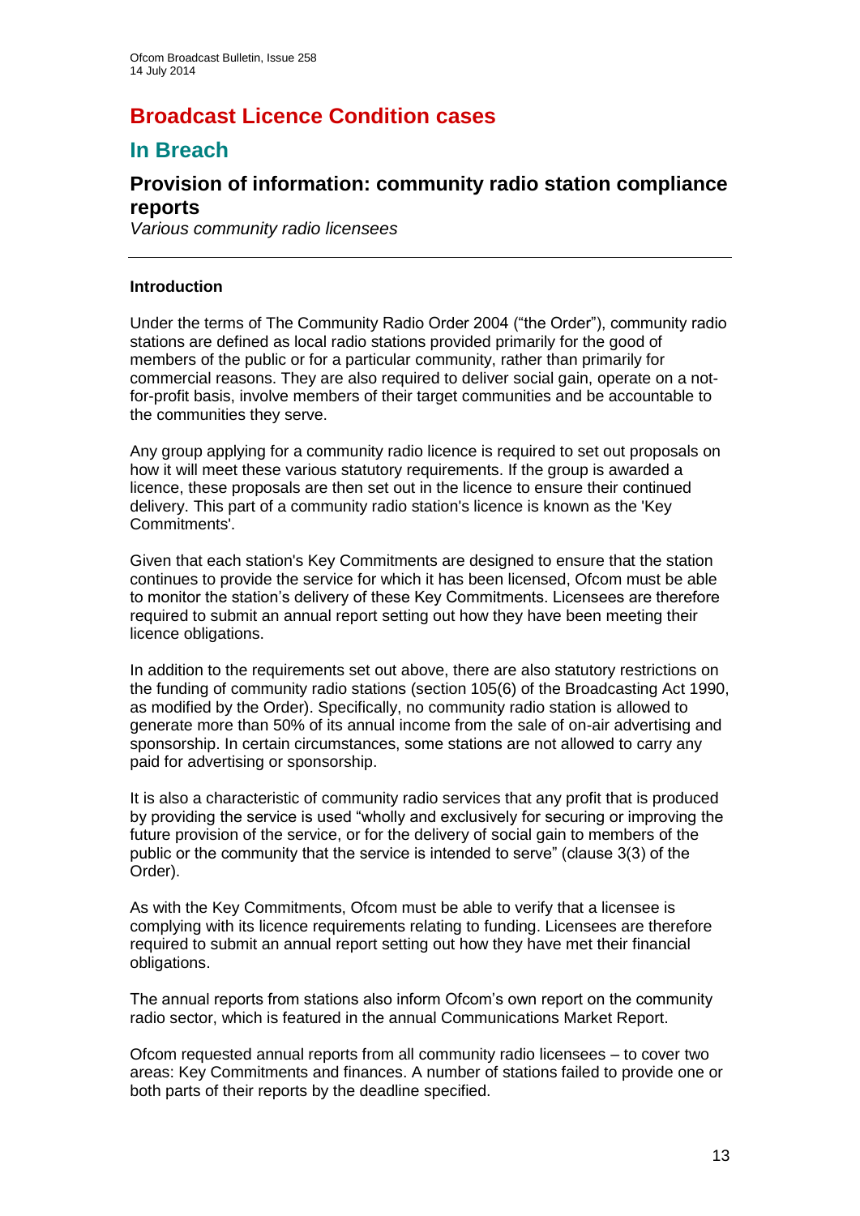# Broadcast Licence Condition cases

## In Breach

### Provision of information: community radio station compliance reports

*Various community radio licensees*

---

**Introduction**

Under the terms of The Community Radio Order 2004 ("the Order"), community radio stations are defined as local radio stations provided primarily for the good of members of the public or for a particular community, rather than primarily for commercial reasons. They are also required to deliver social gain, operate on a not-for-profit basis, involve members of their target communities and be accountable to the communities they serve.

Any group applying for a community radio licence is required to set out proposals on how it will meet these various statutory requirements. If the group is awarded a licence, these proposals are then set out in the licence to ensure their continued delivery. This part of a community radio station's licence is known as the 'Key Commitments'.

Given that each station's Key Commitments are designed to ensure that the station continues to provide the service for which it has been licensed, Ofcom must be able to monitor the station's delivery of these Key Commitments. Licensees are therefore required to submit an annual report setting out how they have been meeting their licence obligations.

In addition to the requirements set out above, there are also statutory restrictions on the funding of community radio stations (section 105(6) of the Broadcasting Act 1990, as modified by the Order). Specifically, no community radio station is allowed to generate more than 50% of its annual income from the sale of on-air advertising and sponsorship. In certain circumstances, some stations are not allowed to carry any paid for advertising or sponsorship.

It is also a characteristic of community radio services that any profit that is produced by providing the service is used "wholly and exclusively for securing or improving the future provision of the service, or for the delivery of social gain to members of the public or the community that the service is intended to serve" (clause 3(3) of the Order).

As with the Key Commitments, Ofcom must be able to verify that a licensee is complying with its licence requirements relating to funding. Licensees are therefore required to submit an annual report setting out how they have met their financial obligations.

The annual reports from stations also inform Ofcom's own report on the community radio sector, which is featured in the annual Communications Market Report.

Ofcom requested annual reports from all community radio licensees – to cover two areas: Key Commitments and finances. A number of stations failed to provide one or both parts of their reports by the deadline specified.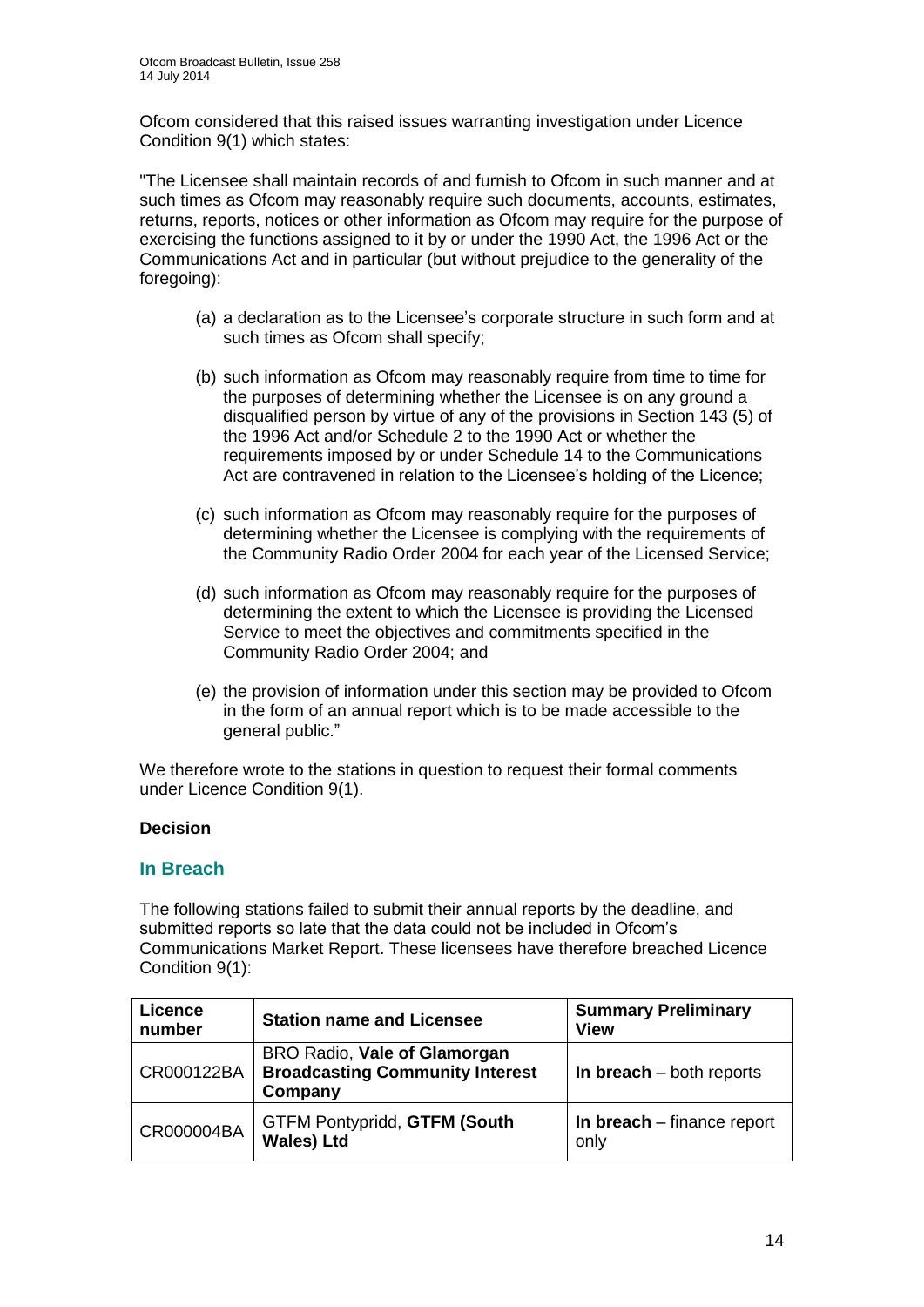Ofcom considered that this raised issues warranting investigation under Licence Condition 9(1) which states:

"The Licensee shall maintain records of and furnish to Ofcom in such manner and at such times as Ofcom may reasonably require such documents, accounts, estimates, returns, reports, notices or other information as Ofcom may require for the purpose of exercising the functions assigned to it by or under the 1990 Act, the 1996 Act or the Communications Act and in particular (but without prejudice to the generality of the foregoing):

(a) a declaration as to the Licensee's corporate structure in such form and at such times as Ofcom shall specify;

(b) such information as Ofcom may reasonably require from time to time for the purposes of determining whether the Licensee is on any ground a disqualified person by virtue of any of the provisions in Section 143 (5) of the 1996 Act and/or Schedule 2 to the 1990 Act or whether the requirements imposed by or under Schedule 14 to the Communications Act are contravened in relation to the Licensee's holding of the Licence;

(c) such information as Ofcom may reasonably require for the purposes of determining whether the Licensee is complying with the requirements of the Community Radio Order 2004 for each year of the Licensed Service;

(d) such information as Ofcom may reasonably require for the purposes of determining the extent to which the Licensee is providing the Licensed Service to meet the objectives and commitments specified in the Community Radio Order 2004; and

(e) the provision of information under this section may be provided to Ofcom in the form of an annual report which is to be made accessible to the general public."

We therefore wrote to the stations in question to request their formal comments under Licence Condition 9(1).

**Decision**

## In Breach

The following stations failed to submit their annual reports by the deadline, and submitted reports so late that the data could not be included in Ofcom's Communications Market Report. These licensees have therefore breached Licence Condition 9(1):

| Licence number | Station name and Licensee | Summary Preliminary View |
|---|---|---|
| CR000122BA | BRO Radio, **Vale of Glamorgan Broadcasting Community Interest Company** | **In breach** – both reports |
| CR000004BA | GTFM Pontypridd, **GTFM (South Wales) Ltd** | **In breach** – finance report only |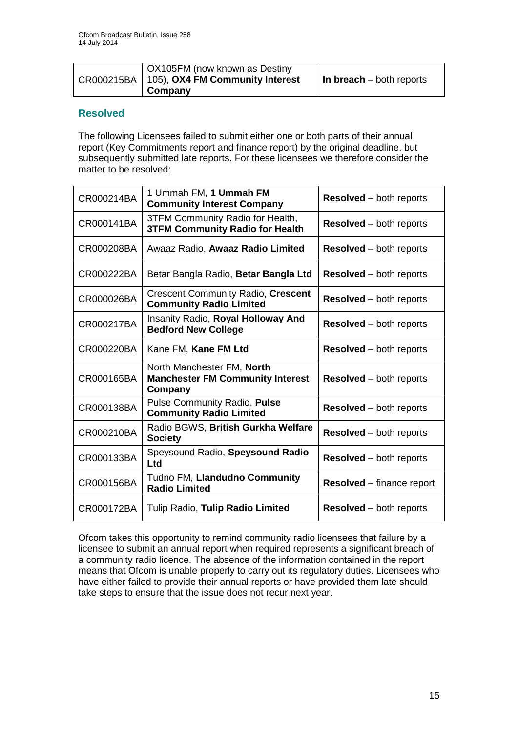| | | |
|---|---|---|
| CR000215BA | OX105FM (now known as Destiny 105), **OX4 FM Community Interest Company** | **In breach** – both reports |

## Resolved

The following Licensees failed to submit either one or both parts of their annual report (Key Commitments report and finance report) by the original deadline, but subsequently submitted late reports. For these licensees we therefore consider the matter to be resolved:

| | | |
|---|---|---|
| CR000214BA | 1 Ummah FM, **1 Ummah FM Community Interest Company** | **Resolved** – both reports |
| CR000141BA | 3TFM Community Radio for Health, **3TFM Community Radio for Health** | **Resolved** – both reports |
| CR000208BA | Awaaz Radio, **Awaaz Radio Limited** | **Resolved** – both reports |
| CR000222BA | Betar Bangla Radio, **Betar Bangla Ltd** | **Resolved** – both reports |
| CR000026BA | Crescent Community Radio, **Crescent Community Radio Limited** | **Resolved** – both reports |
| CR000217BA | Insanity Radio, **Royal Holloway And Bedford New College** | **Resolved** – both reports |
| CR000220BA | Kane FM, **Kane FM Ltd** | **Resolved** – both reports |
| CR000165BA | North Manchester FM, **North Manchester FM Community Interest Company** | **Resolved** – both reports |
| CR000138BA | Pulse Community Radio, **Pulse Community Radio Limited** | **Resolved** – both reports |
| CR000210BA | Radio BGWS, **British Gurkha Welfare Society** | **Resolved** – both reports |
| CR000133BA | Speysound Radio, **Speysound Radio Ltd** | **Resolved** – both reports |
| CR000156BA | Tudno FM, **Llandudno Community Radio Limited** | **Resolved** – finance report |
| CR000172BA | Tulip Radio, **Tulip Radio Limited** | **Resolved** – both reports |

Ofcom takes this opportunity to remind community radio licensees that failure by a licensee to submit an annual report when required represents a significant breach of a community radio licence. The absence of the information contained in the report means that Ofcom is unable properly to carry out its regulatory duties. Licensees who have either failed to provide their annual reports or have provided them late should take steps to ensure that the issue does not recur next year.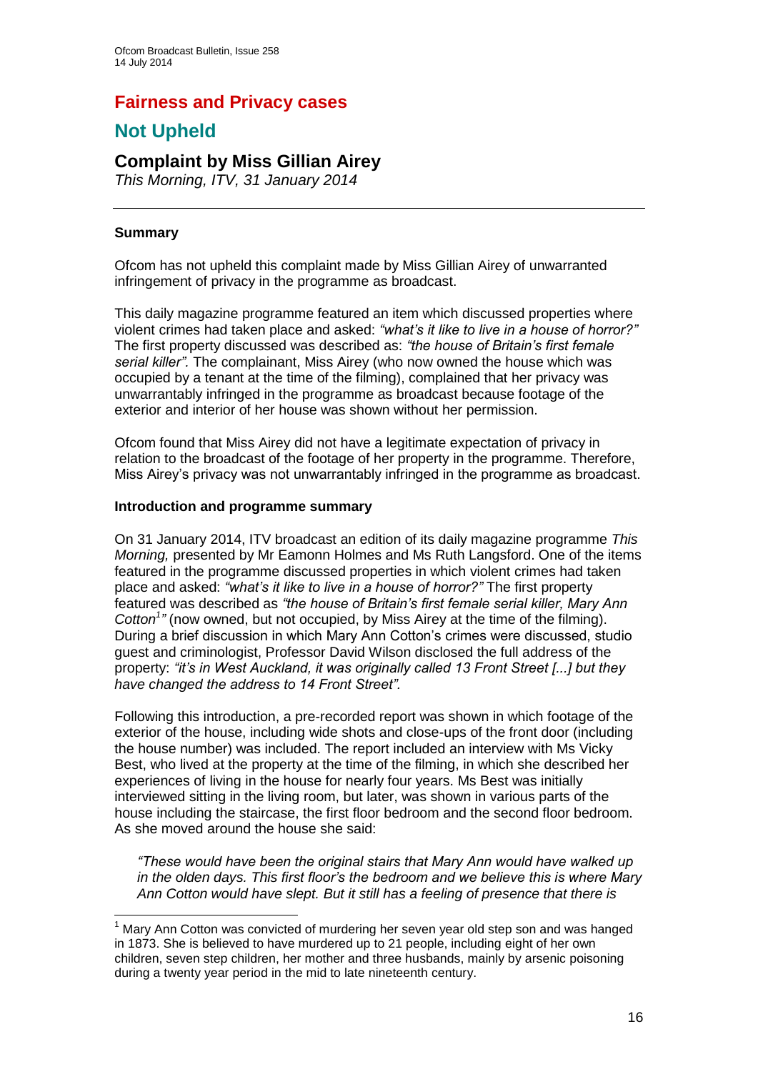# Fairness and Privacy cases

## Not Upheld

### Complaint by Miss Gillian Airey

*This Morning, ITV, 31 January 2014*

---

**Summary**

Ofcom has not upheld this complaint made by Miss Gillian Airey of unwarranted infringement of privacy in the programme as broadcast.

This daily magazine programme featured an item which discussed properties where violent crimes had taken place and asked: *"what's it like to live in a house of horror?"* The first property discussed was described as: *"the house of Britain's first female serial killer".* The complainant, Miss Airey (who now owned the house which was occupied by a tenant at the time of the filming), complained that her privacy was unwarrantably infringed in the programme as broadcast because footage of the exterior and interior of her house was shown without her permission.

Ofcom found that Miss Airey did not have a legitimate expectation of privacy in relation to the broadcast of the footage of her property in the programme. Therefore, Miss Airey's privacy was not unwarrantably infringed in the programme as broadcast.

**Introduction and programme summary**

On 31 January 2014, ITV broadcast an edition of its daily magazine programme *This Morning,* presented by Mr Eamonn Holmes and Ms Ruth Langsford. One of the items featured in the programme discussed properties in which violent crimes had taken place and asked: *"what's it like to live in a house of horror?"* The first property featured was described as *"the house of Britain's first female serial killer, Mary Ann Cotton[1]"* (now owned, but not occupied, by Miss Airey at the time of the filming). During a brief discussion in which Mary Ann Cotton's crimes were discussed, studio guest and criminologist, Professor David Wilson disclosed the full address of the property: *"it's in West Auckland, it was originally called 13 Front Street [...] but they have changed the address to 14 Front Street".*

Following this introduction, a pre-recorded report was shown in which footage of the exterior of the house, including wide shots and close-ups of the front door (including the house number) was included. The report included an interview with Ms Vicky Best, who lived at the property at the time of the filming, in which she described her experiences of living in the house for nearly four years. Ms Best was initially interviewed sitting in the living room, but later, was shown in various parts of the house including the staircase, the first floor bedroom and the second floor bedroom. As she moved around the house she said:

> *"These would have been the original stairs that Mary Ann would have walked up in the olden days. This first floor's the bedroom and we believe this is where Mary Ann Cotton would have slept. But it still has a feeling of presence that there is*

---

[1] Mary Ann Cotton was convicted of murdering her seven year old step son and was hanged in 1873. She is believed to have murdered up to 21 people, including eight of her own children, seven step children, her mother and three husbands, mainly by arsenic poisoning during a twenty year period in the mid to late nineteenth century.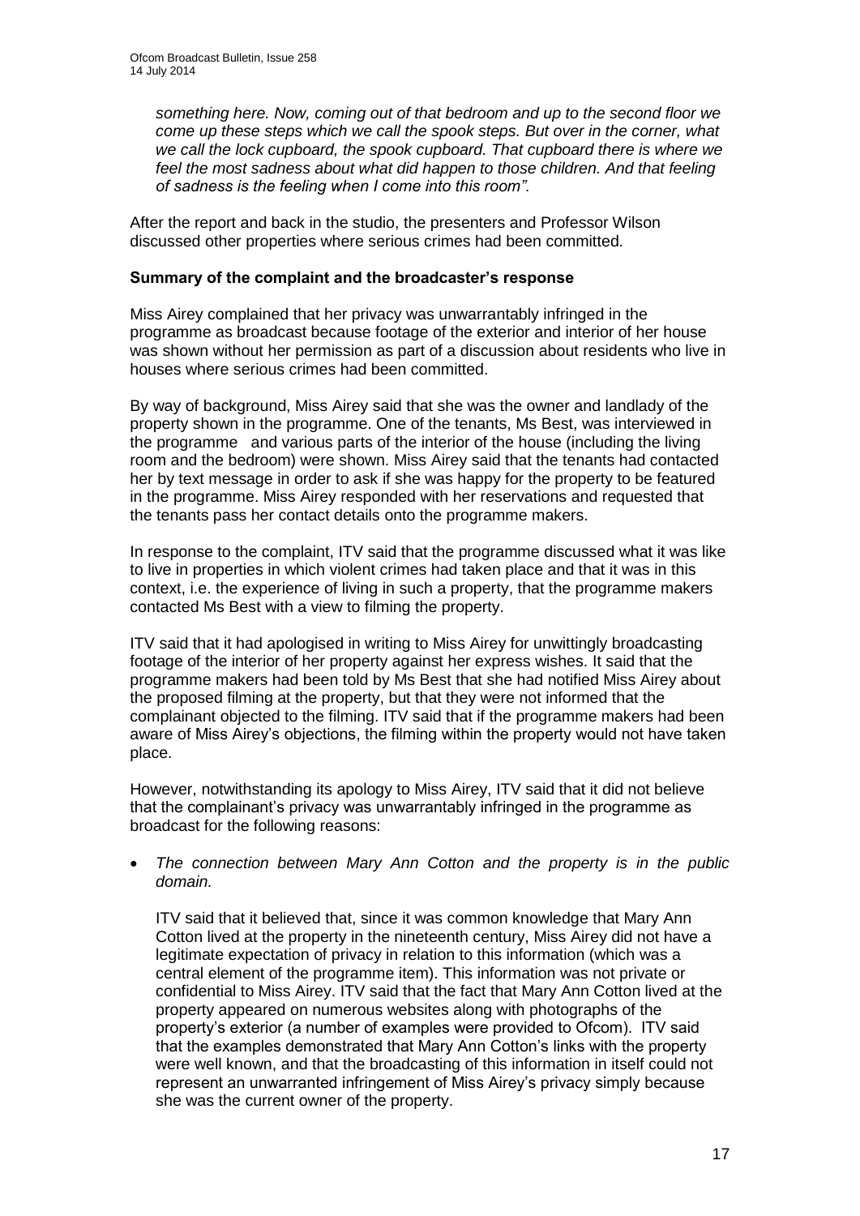*something here. Now, coming out of that bedroom and up to the second floor we come up these steps which we call the spook steps. But over in the corner, what we call the lock cupboard, the spook cupboard. That cupboard there is where we feel the most sadness about what did happen to those children. And that feeling of sadness is the feeling when I come into this room".*

After the report and back in the studio, the presenters and Professor Wilson discussed other properties where serious crimes had been committed.

### Summary of the complaint and the broadcaster's response

Miss Airey complained that her privacy was unwarrantably infringed in the programme as broadcast because footage of the exterior and interior of her house was shown without her permission as part of a discussion about residents who live in houses where serious crimes had been committed.

By way of background, Miss Airey said that she was the owner and landlady of the property shown in the programme. One of the tenants, Ms Best, was interviewed in the programme and various parts of the interior of the house (including the living room and the bedroom) were shown. Miss Airey said that the tenants had contacted her by text message in order to ask if she was happy for the property to be featured in the programme. Miss Airey responded with her reservations and requested that the tenants pass her contact details onto the programme makers.

In response to the complaint, ITV said that the programme discussed what it was like to live in properties in which violent crimes had taken place and that it was in this context, i.e. the experience of living in such a property, that the programme makers contacted Ms Best with a view to filming the property.

ITV said that it had apologised in writing to Miss Airey for unwittingly broadcasting footage of the interior of her property against her express wishes. It said that the programme makers had been told by Ms Best that she had notified Miss Airey about the proposed filming at the property, but that they were not informed that the complainant objected to the filming. ITV said that if the programme makers had been aware of Miss Airey's objections, the filming within the property would not have taken place.

However, notwithstanding its apology to Miss Airey, ITV said that it did not believe that the complainant's privacy was unwarrantably infringed in the programme as broadcast for the following reasons:

- *The connection between Mary Ann Cotton and the property is in the public domain.*

  ITV said that it believed that, since it was common knowledge that Mary Ann Cotton lived at the property in the nineteenth century, Miss Airey did not have a legitimate expectation of privacy in relation to this information (which was a central element of the programme item). This information was not private or confidential to Miss Airey. ITV said that the fact that Mary Ann Cotton lived at the property appeared on numerous websites along with photographs of the property's exterior (a number of examples were provided to Ofcom). ITV said that the examples demonstrated that Mary Ann Cotton's links with the property were well known, and that the broadcasting of this information in itself could not represent an unwarranted infringement of Miss Airey's privacy simply because she was the current owner of the property.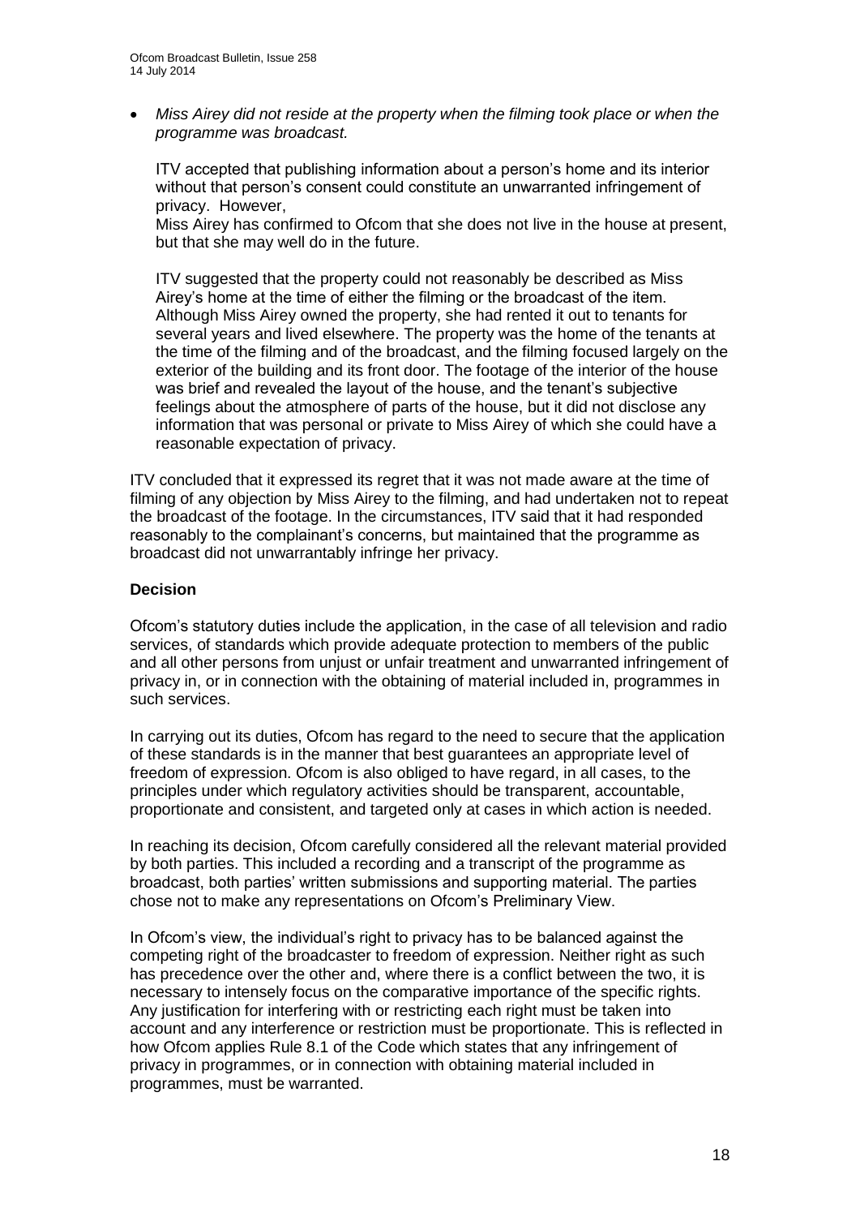- *Miss Airey did not reside at the property when the filming took place or when the programme was broadcast.*

  ITV accepted that publishing information about a person's home and its interior without that person's consent could constitute an unwarranted infringement of privacy. However,
  Miss Airey has confirmed to Ofcom that she does not live in the house at present, but that she may well do in the future.

  ITV suggested that the property could not reasonably be described as Miss Airey's home at the time of either the filming or the broadcast of the item. Although Miss Airey owned the property, she had rented it out to tenants for several years and lived elsewhere. The property was the home of the tenants at the time of the filming and of the broadcast, and the filming focused largely on the exterior of the building and its front door. The footage of the interior of the house was brief and revealed the layout of the house, and the tenant's subjective feelings about the atmosphere of parts of the house, but it did not disclose any information that was personal or private to Miss Airey of which she could have a reasonable expectation of privacy.

ITV concluded that it expressed its regret that it was not made aware at the time of filming of any objection by Miss Airey to the filming, and had undertaken not to repeat the broadcast of the footage. In the circumstances, ITV said that it had responded reasonably to the complainant's concerns, but maintained that the programme as broadcast did not unwarrantably infringe her privacy.

**Decision**

Ofcom's statutory duties include the application, in the case of all television and radio services, of standards which provide adequate protection to members of the public and all other persons from unjust or unfair treatment and unwarranted infringement of privacy in, or in connection with the obtaining of material included in, programmes in such services.

In carrying out its duties, Ofcom has regard to the need to secure that the application of these standards is in the manner that best guarantees an appropriate level of freedom of expression. Ofcom is also obliged to have regard, in all cases, to the principles under which regulatory activities should be transparent, accountable, proportionate and consistent, and targeted only at cases in which action is needed.

In reaching its decision, Ofcom carefully considered all the relevant material provided by both parties. This included a recording and a transcript of the programme as broadcast, both parties' written submissions and supporting material. The parties chose not to make any representations on Ofcom's Preliminary View.

In Ofcom's view, the individual's right to privacy has to be balanced against the competing right of the broadcaster to freedom of expression. Neither right as such has precedence over the other and, where there is a conflict between the two, it is necessary to intensely focus on the comparative importance of the specific rights. Any justification for interfering with or restricting each right must be taken into account and any interference or restriction must be proportionate. This is reflected in how Ofcom applies Rule 8.1 of the Code which states that any infringement of privacy in programmes, or in connection with obtaining material included in programmes, must be warranted.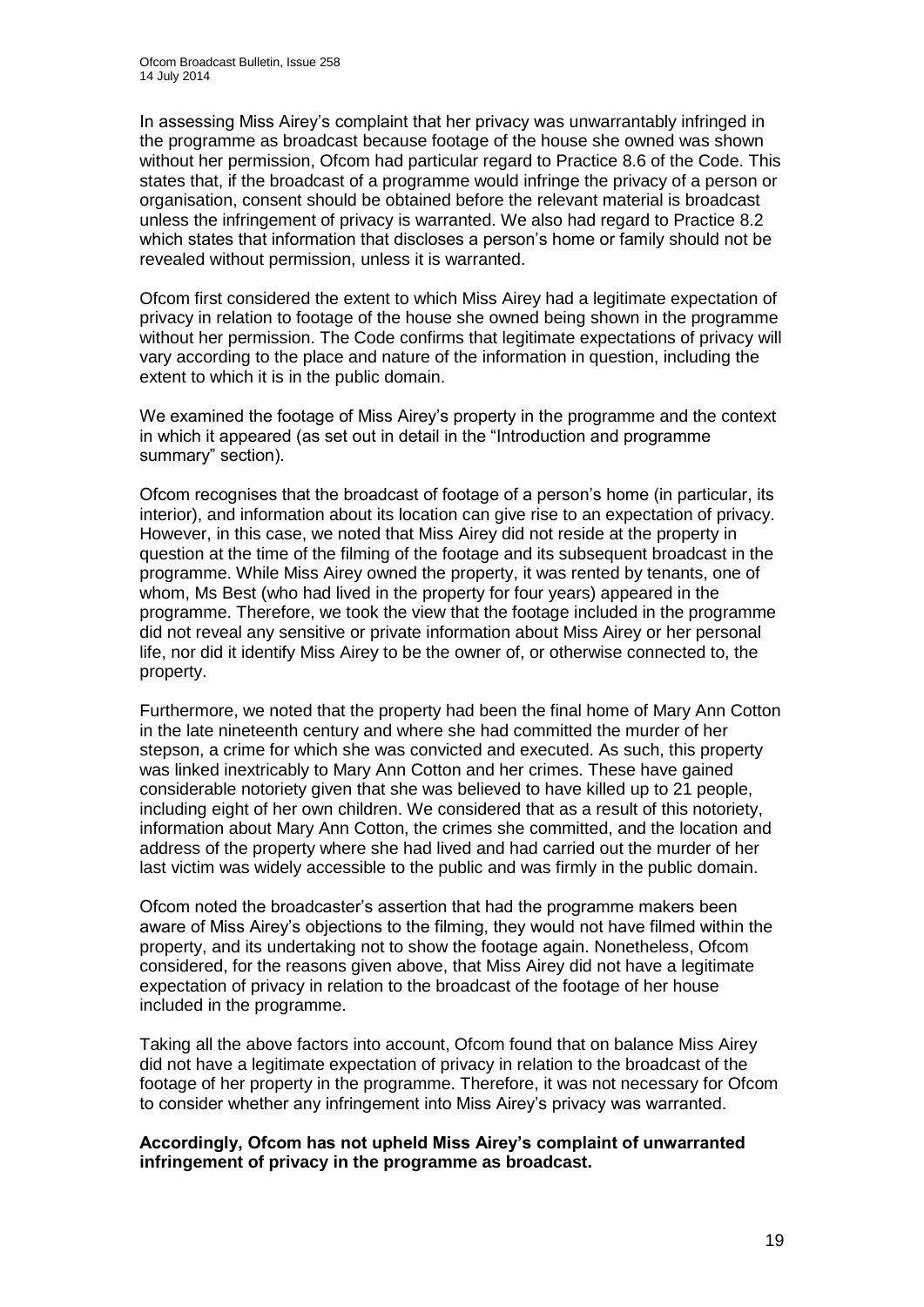In assessing Miss Airey's complaint that her privacy was unwarrantably infringed in the programme as broadcast because footage of the house she owned was shown without her permission, Ofcom had particular regard to Practice 8.6 of the Code. This states that, if the broadcast of a programme would infringe the privacy of a person or organisation, consent should be obtained before the relevant material is broadcast unless the infringement of privacy is warranted. We also had regard to Practice 8.2 which states that information that discloses a person's home or family should not be revealed without permission, unless it is warranted.

Ofcom first considered the extent to which Miss Airey had a legitimate expectation of privacy in relation to footage of the house she owned being shown in the programme without her permission. The Code confirms that legitimate expectations of privacy will vary according to the place and nature of the information in question, including the extent to which it is in the public domain.

We examined the footage of Miss Airey's property in the programme and the context in which it appeared (as set out in detail in the "Introduction and programme summary" section).

Ofcom recognises that the broadcast of footage of a person's home (in particular, its interior), and information about its location can give rise to an expectation of privacy. However, in this case, we noted that Miss Airey did not reside at the property in question at the time of the filming of the footage and its subsequent broadcast in the programme. While Miss Airey owned the property, it was rented by tenants, one of whom, Ms Best (who had lived in the property for four years) appeared in the programme. Therefore, we took the view that the footage included in the programme did not reveal any sensitive or private information about Miss Airey or her personal life, nor did it identify Miss Airey to be the owner of, or otherwise connected to, the property.

Furthermore, we noted that the property had been the final home of Mary Ann Cotton in the late nineteenth century and where she had committed the murder of her stepson, a crime for which she was convicted and executed. As such, this property was linked inextricably to Mary Ann Cotton and her crimes. These have gained considerable notoriety given that she was believed to have killed up to 21 people, including eight of her own children. We considered that as a result of this notoriety, information about Mary Ann Cotton, the crimes she committed, and the location and address of the property where she had lived and had carried out the murder of her last victim was widely accessible to the public and was firmly in the public domain.

Ofcom noted the broadcaster's assertion that had the programme makers been aware of Miss Airey's objections to the filming, they would not have filmed within the property, and its undertaking not to show the footage again. Nonetheless, Ofcom considered, for the reasons given above, that Miss Airey did not have a legitimate expectation of privacy in relation to the broadcast of the footage of her house included in the programme.

Taking all the above factors into account, Ofcom found that on balance Miss Airey did not have a legitimate expectation of privacy in relation to the broadcast of the footage of her property in the programme. Therefore, it was not necessary for Ofcom to consider whether any infringement into Miss Airey's privacy was warranted.

**Accordingly, Ofcom has not upheld Miss Airey's complaint of unwarranted infringement of privacy in the programme as broadcast.**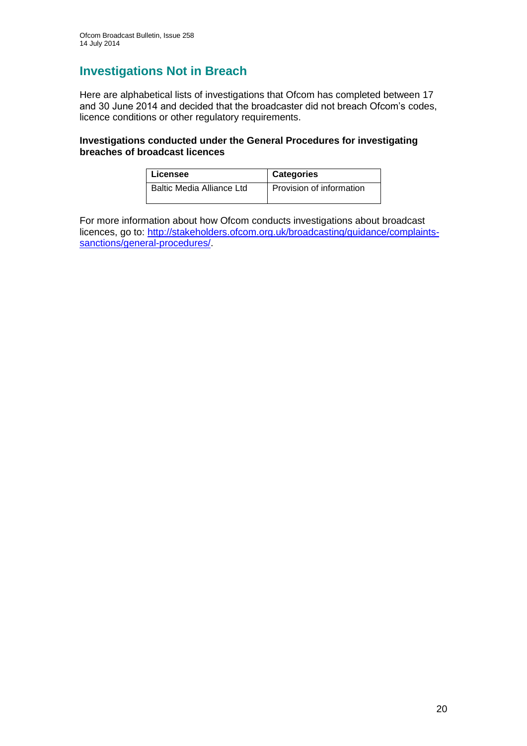## Investigations Not in Breach

Here are alphabetical lists of investigations that Ofcom has completed between 17 and 30 June 2014 and decided that the broadcaster did not breach Ofcom's codes, licence conditions or other regulatory requirements.

**Investigations conducted under the General Procedures for investigating breaches of broadcast licences**

| Licensee | Categories |
|---|---|
| Baltic Media Alliance Ltd | Provision of information |

For more information about how Ofcom conducts investigations about broadcast licences, go to: [http://stakeholders.ofcom.org.uk/broadcasting/guidance/complaints-sanctions/general-procedures/](http://stakeholders.ofcom.org.uk/broadcasting/guidance/complaints-sanctions/general-procedures/).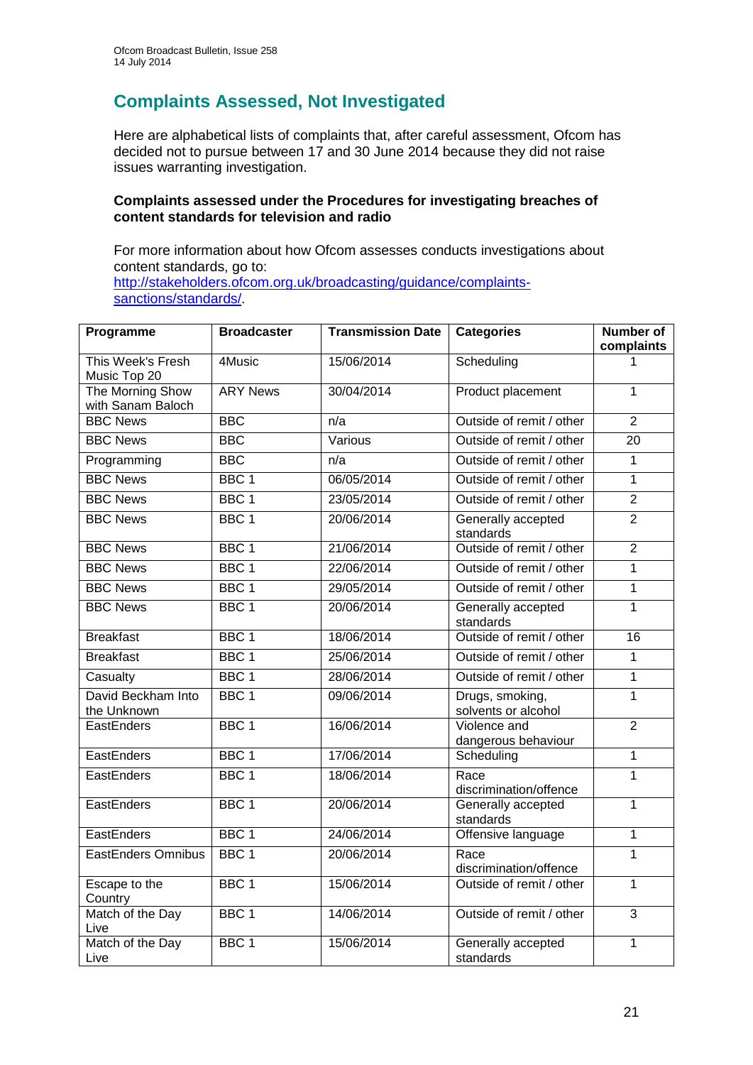## Complaints Assessed, Not Investigated

Here are alphabetical lists of complaints that, after careful assessment, Ofcom has decided not to pursue between 17 and 30 June 2014 because they did not raise issues warranting investigation.

**Complaints assessed under the Procedures for investigating breaches of content standards for television and radio**

For more information about how Ofcom assesses conducts investigations about content standards, go to: http://stakeholders.ofcom.org.uk/broadcasting/guidance/complaints-sanctions/standards/.

| Programme | Broadcaster | Transmission Date | Categories | Number of complaints |
|---|---|---|---|---|
| This Week's Fresh Music Top 20 | 4Music | 15/06/2014 | Scheduling | 1 |
| The Morning Show with Sanam Baloch | ARY News | 30/04/2014 | Product placement | 1 |
| BBC News | BBC | n/a | Outside of remit / other | 2 |
| BBC News | BBC | Various | Outside of remit / other | 20 |
| Programming | BBC | n/a | Outside of remit / other | 1 |
| BBC News | BBC 1 | 06/05/2014 | Outside of remit / other | 1 |
| BBC News | BBC 1 | 23/05/2014 | Outside of remit / other | 2 |
| BBC News | BBC 1 | 20/06/2014 | Generally accepted standards | 2 |
| BBC News | BBC 1 | 21/06/2014 | Outside of remit / other | 2 |
| BBC News | BBC 1 | 22/06/2014 | Outside of remit / other | 1 |
| BBC News | BBC 1 | 29/05/2014 | Outside of remit / other | 1 |
| BBC News | BBC 1 | 20/06/2014 | Generally accepted standards | 1 |
| Breakfast | BBC 1 | 18/06/2014 | Outside of remit / other | 16 |
| Breakfast | BBC 1 | 25/06/2014 | Outside of remit / other | 1 |
| Casualty | BBC 1 | 28/06/2014 | Outside of remit / other | 1 |
| David Beckham Into the Unknown | BBC 1 | 09/06/2014 | Drugs, smoking, solvents or alcohol | 1 |
| EastEnders | BBC 1 | 16/06/2014 | Violence and dangerous behaviour | 2 |
| EastEnders | BBC 1 | 17/06/2014 | Scheduling | 1 |
| EastEnders | BBC 1 | 18/06/2014 | Race discrimination/offence | 1 |
| EastEnders | BBC 1 | 20/06/2014 | Generally accepted standards | 1 |
| EastEnders | BBC 1 | 24/06/2014 | Offensive language | 1 |
| EastEnders Omnibus | BBC 1 | 20/06/2014 | Race discrimination/offence | 1 |
| Escape to the Country | BBC 1 | 15/06/2014 | Outside of remit / other | 1 |
| Match of the Day Live | BBC 1 | 14/06/2014 | Outside of remit / other | 3 |
| Match of the Day Live | BBC 1 | 15/06/2014 | Generally accepted standards | 1 |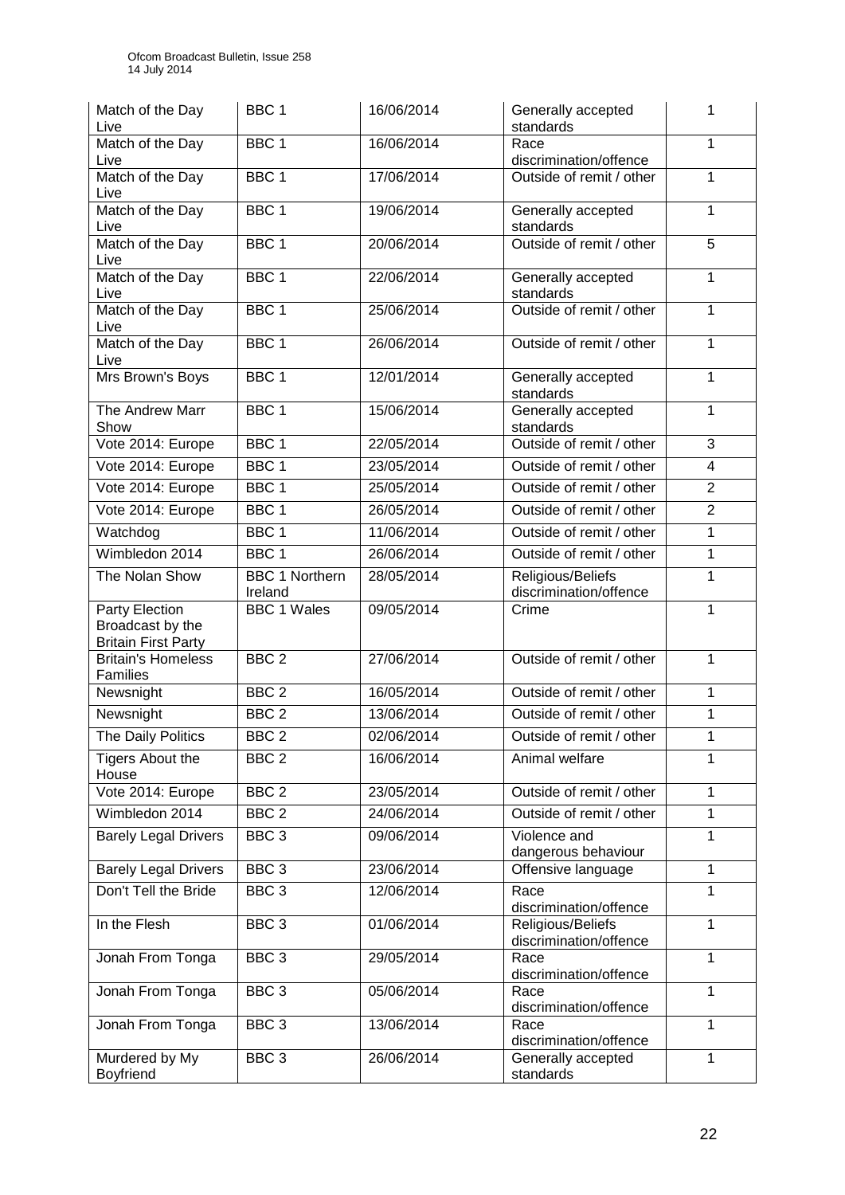| Match of the Day Live | BBC 1 | 16/06/2014 | Generally accepted standards | 1 |
|---|---|---|---|---|
| Match of the Day Live | BBC 1 | 16/06/2014 | Race discrimination/offence | 1 |
| Match of the Day Live | BBC 1 | 17/06/2014 | Outside of remit / other | 1 |
| Match of the Day Live | BBC 1 | 19/06/2014 | Generally accepted standards | 1 |
| Match of the Day Live | BBC 1 | 20/06/2014 | Outside of remit / other | 5 |
| Match of the Day Live | BBC 1 | 22/06/2014 | Generally accepted standards | 1 |
| Match of the Day Live | BBC 1 | 25/06/2014 | Outside of remit / other | 1 |
| Match of the Day Live | BBC 1 | 26/06/2014 | Outside of remit / other | 1 |
| Mrs Brown's Boys | BBC 1 | 12/01/2014 | Generally accepted standards | 1 |
| The Andrew Marr Show | BBC 1 | 15/06/2014 | Generally accepted standards | 1 |
| Vote 2014: Europe | BBC 1 | 22/05/2014 | Outside of remit / other | 3 |
| Vote 2014: Europe | BBC 1 | 23/05/2014 | Outside of remit / other | 4 |
| Vote 2014: Europe | BBC 1 | 25/05/2014 | Outside of remit / other | 2 |
| Vote 2014: Europe | BBC 1 | 26/05/2014 | Outside of remit / other | 2 |
| Watchdog | BBC 1 | 11/06/2014 | Outside of remit / other | 1 |
| Wimbledon 2014 | BBC 1 | 26/06/2014 | Outside of remit / other | 1 |
| The Nolan Show | BBC 1 Northern Ireland | 28/05/2014 | Religious/Beliefs discrimination/offence | 1 |
| Party Election Broadcast by the Britain First Party | BBC 1 Wales | 09/05/2014 | Crime | 1 |
| Britain's Homeless Families | BBC 2 | 27/06/2014 | Outside of remit / other | 1 |
| Newsnight | BBC 2 | 16/05/2014 | Outside of remit / other | 1 |
| Newsnight | BBC 2 | 13/06/2014 | Outside of remit / other | 1 |
| The Daily Politics | BBC 2 | 02/06/2014 | Outside of remit / other | 1 |
| Tigers About the House | BBC 2 | 16/06/2014 | Animal welfare | 1 |
| Vote 2014: Europe | BBC 2 | 23/05/2014 | Outside of remit / other | 1 |
| Wimbledon 2014 | BBC 2 | 24/06/2014 | Outside of remit / other | 1 |
| Barely Legal Drivers | BBC 3 | 09/06/2014 | Violence and dangerous behaviour | 1 |
| Barely Legal Drivers | BBC 3 | 23/06/2014 | Offensive language | 1 |
| Don't Tell the Bride | BBC 3 | 12/06/2014 | Race discrimination/offence | 1 |
| In the Flesh | BBC 3 | 01/06/2014 | Religious/Beliefs discrimination/offence | 1 |
| Jonah From Tonga | BBC 3 | 29/05/2014 | Race discrimination/offence | 1 |
| Jonah From Tonga | BBC 3 | 05/06/2014 | Race discrimination/offence | 1 |
| Jonah From Tonga | BBC 3 | 13/06/2014 | Race discrimination/offence | 1 |
| Murdered by My Boyfriend | BBC 3 | 26/06/2014 | Generally accepted standards | 1 |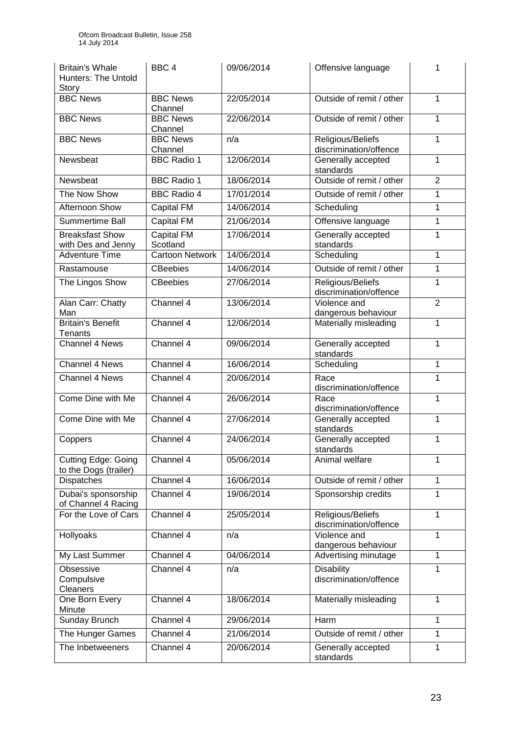| Britain's Whale Hunters: The Untold Story | BBC 4 | 09/06/2014 | Offensive language | 1 |
|---|---|---|---|---|
| BBC News | BBC News Channel | 22/05/2014 | Outside of remit / other | 1 |
| BBC News | BBC News Channel | 22/06/2014 | Outside of remit / other | 1 |
| BBC News | BBC News Channel | n/a | Religious/Beliefs discrimination/offence | 1 |
| Newsbeat | BBC Radio 1 | 12/06/2014 | Generally accepted standards | 1 |
| Newsbeat | BBC Radio 1 | 18/06/2014 | Outside of remit / other | 2 |
| The Now Show | BBC Radio 4 | 17/01/2014 | Outside of remit / other | 1 |
| Afternoon Show | Capital FM | 14/06/2014 | Scheduling | 1 |
| Summertime Ball | Capital FM | 21/06/2014 | Offensive language | 1 |
| Breaksfast Show with Des and Jenny | Capital FM Scotland | 17/06/2014 | Generally accepted standards | 1 |
| Adventure Time | Cartoon Network | 14/06/2014 | Scheduling | 1 |
| Rastamouse | CBeebies | 14/06/2014 | Outside of remit / other | 1 |
| The Lingos Show | CBeebies | 27/06/2014 | Religious/Beliefs discrimination/offence | 1 |
| Alan Carr: Chatty Man | Channel 4 | 13/06/2014 | Violence and dangerous behaviour | 2 |
| Britain's Benefit Tenants | Channel 4 | 12/06/2014 | Materially misleading | 1 |
| Channel 4 News | Channel 4 | 09/06/2014 | Generally accepted standards | 1 |
| Channel 4 News | Channel 4 | 16/06/2014 | Scheduling | 1 |
| Channel 4 News | Channel 4 | 20/06/2014 | Race discrimination/offence | 1 |
| Come Dine with Me | Channel 4 | 26/06/2014 | Race discrimination/offence | 1 |
| Come Dine with Me | Channel 4 | 27/06/2014 | Generally accepted standards | 1 |
| Coppers | Channel 4 | 24/06/2014 | Generally accepted standards | 1 |
| Cutting Edge: Going to the Dogs (trailer) | Channel 4 | 05/06/2014 | Animal welfare | 1 |
| Dispatches | Channel 4 | 16/06/2014 | Outside of remit / other | 1 |
| Dubai's sponsorship of Channel 4 Racing | Channel 4 | 19/06/2014 | Sponsorship credits | 1 |
| For the Love of Cars | Channel 4 | 25/05/2014 | Religious/Beliefs discrimination/offence | 1 |
| Hollyoaks | Channel 4 | n/a | Violence and dangerous behaviour | 1 |
| My Last Summer | Channel 4 | 04/06/2014 | Advertising minutage | 1 |
| Obsessive Compulsive Cleaners | Channel 4 | n/a | Disability discrimination/offence | 1 |
| One Born Every Minute | Channel 4 | 18/06/2014 | Materially misleading | 1 |
| Sunday Brunch | Channel 4 | 29/06/2014 | Harm | 1 |
| The Hunger Games | Channel 4 | 21/06/2014 | Outside of remit / other | 1 |
| The Inbetweeners | Channel 4 | 20/06/2014 | Generally accepted standards | 1 |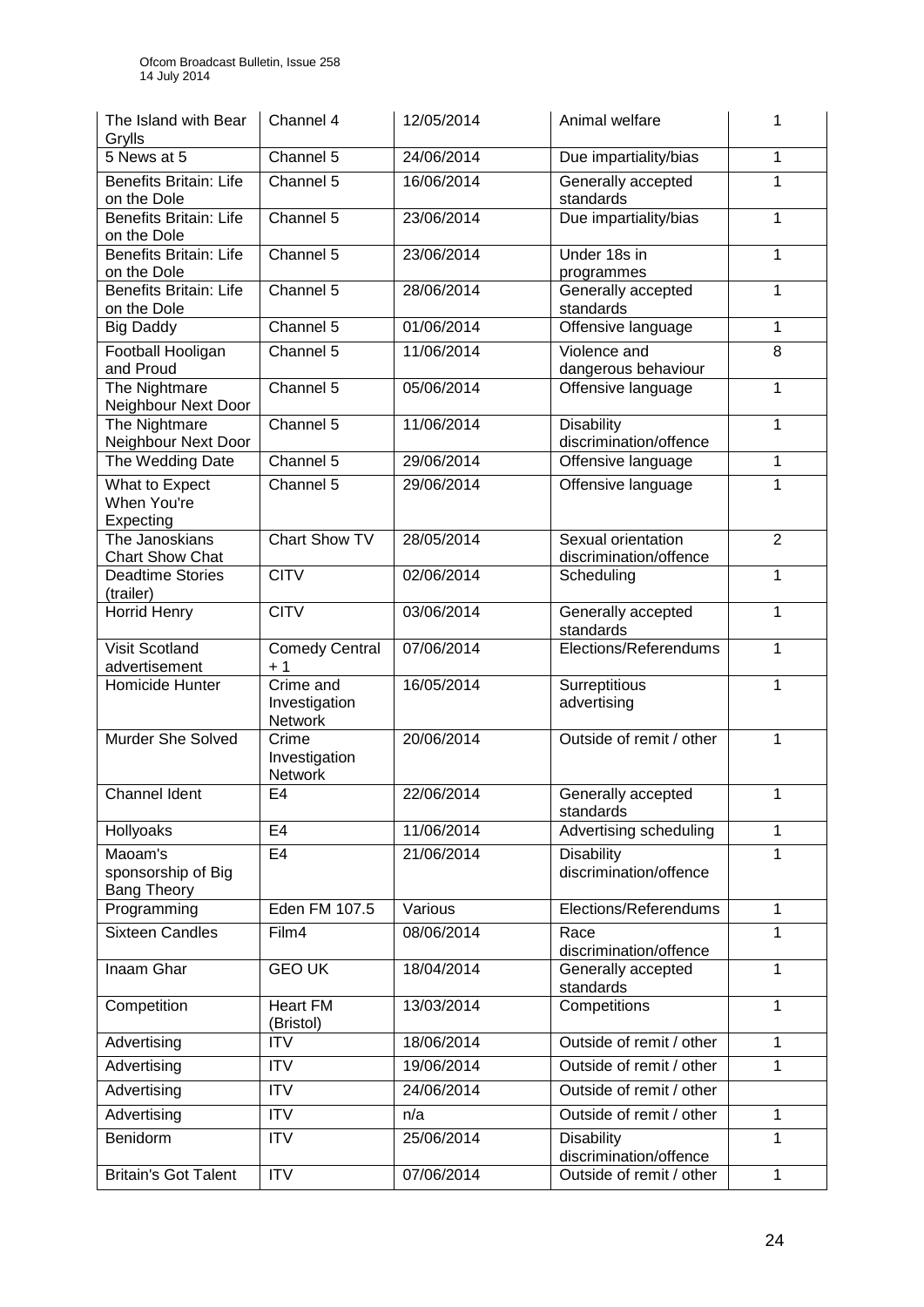| The Island with Bear Grylls | Channel 4 | 12/05/2014 | Animal welfare | 1 |
|---|---|---|---|---|
| 5 News at 5 | Channel 5 | 24/06/2014 | Due impartiality/bias | 1 |
| Benefits Britain: Life on the Dole | Channel 5 | 16/06/2014 | Generally accepted standards | 1 |
| Benefits Britain: Life on the Dole | Channel 5 | 23/06/2014 | Due impartiality/bias | 1 |
| Benefits Britain: Life on the Dole | Channel 5 | 23/06/2014 | Under 18s in programmes | 1 |
| Benefits Britain: Life on the Dole | Channel 5 | 28/06/2014 | Generally accepted standards | 1 |
| Big Daddy | Channel 5 | 01/06/2014 | Offensive language | 1 |
| Football Hooligan and Proud | Channel 5 | 11/06/2014 | Violence and dangerous behaviour | 8 |
| The Nightmare Neighbour Next Door | Channel 5 | 05/06/2014 | Offensive language | 1 |
| The Nightmare Neighbour Next Door | Channel 5 | 11/06/2014 | Disability discrimination/offence | 1 |
| The Wedding Date | Channel 5 | 29/06/2014 | Offensive language | 1 |
| What to Expect When You're Expecting | Channel 5 | 29/06/2014 | Offensive language | 1 |
| The Janoskians Chart Show Chat | Chart Show TV | 28/05/2014 | Sexual orientation discrimination/offence | 2 |
| Deadtime Stories (trailer) | CITV | 02/06/2014 | Scheduling | 1 |
| Horrid Henry | CITV | 03/06/2014 | Generally accepted standards | 1 |
| Visit Scotland advertisement | Comedy Central + 1 | 07/06/2014 | Elections/Referendums | 1 |
| Homicide Hunter | Crime and Investigation Network | 16/05/2014 | Surreptitious advertising | 1 |
| Murder She Solved | Crime Investigation Network | 20/06/2014 | Outside of remit / other | 1 |
| Channel Ident | E4 | 22/06/2014 | Generally accepted standards | 1 |
| Hollyoaks | E4 | 11/06/2014 | Advertising scheduling | 1 |
| Maoam's sponsorship of Big Bang Theory | E4 | 21/06/2014 | Disability discrimination/offence | 1 |
| Programming | Eden FM 107.5 | Various | Elections/Referendums | 1 |
| Sixteen Candles | Film4 | 08/06/2014 | Race discrimination/offence | 1 |
| Inaam Ghar | GEO UK | 18/04/2014 | Generally accepted standards | 1 |
| Competition | Heart FM (Bristol) | 13/03/2014 | Competitions | 1 |
| Advertising | ITV | 18/06/2014 | Outside of remit / other | 1 |
| Advertising | ITV | 19/06/2014 | Outside of remit / other | 1 |
| Advertising | ITV | 24/06/2014 | Outside of remit / other | |
| Advertising | ITV | n/a | Outside of remit / other | 1 |
| Benidorm | ITV | 25/06/2014 | Disability discrimination/offence | 1 |
| Britain's Got Talent | ITV | 07/06/2014 | Outside of remit / other | 1 |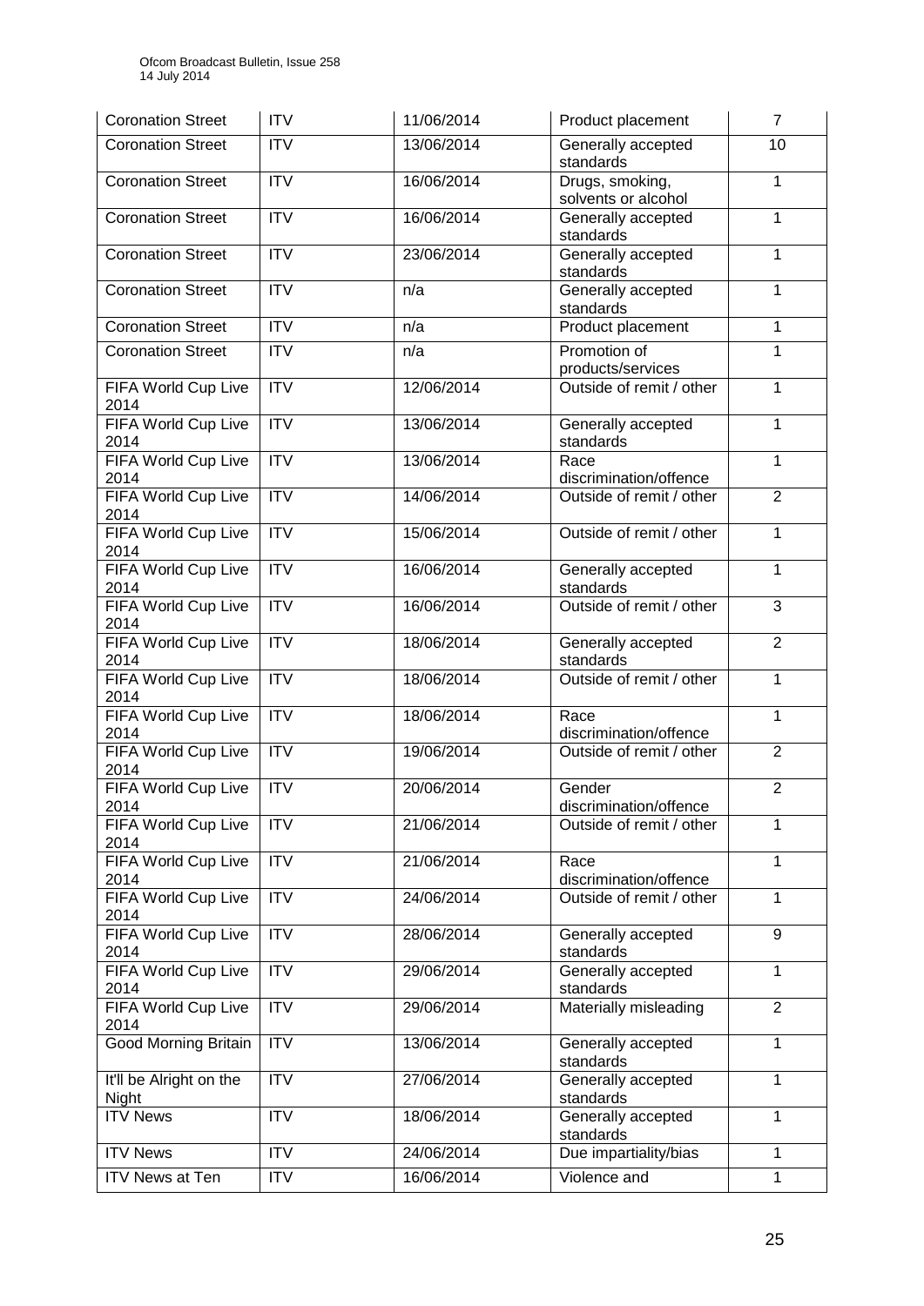| Coronation Street | ITV | 11/06/2014 | Product placement | 7 |
|---|---|---|---|---|
| Coronation Street | ITV | 13/06/2014 | Generally accepted standards | 10 |
| Coronation Street | ITV | 16/06/2014 | Drugs, smoking, solvents or alcohol | 1 |
| Coronation Street | ITV | 16/06/2014 | Generally accepted standards | 1 |
| Coronation Street | ITV | 23/06/2014 | Generally accepted standards | 1 |
| Coronation Street | ITV | n/a | Generally accepted standards | 1 |
| Coronation Street | ITV | n/a | Product placement | 1 |
| Coronation Street | ITV | n/a | Promotion of products/services | 1 |
| FIFA World Cup Live 2014 | ITV | 12/06/2014 | Outside of remit / other | 1 |
| FIFA World Cup Live 2014 | ITV | 13/06/2014 | Generally accepted standards | 1 |
| FIFA World Cup Live 2014 | ITV | 13/06/2014 | Race discrimination/offence | 1 |
| FIFA World Cup Live 2014 | ITV | 14/06/2014 | Outside of remit / other | 2 |
| FIFA World Cup Live 2014 | ITV | 15/06/2014 | Outside of remit / other | 1 |
| FIFA World Cup Live 2014 | ITV | 16/06/2014 | Generally accepted standards | 1 |
| FIFA World Cup Live 2014 | ITV | 16/06/2014 | Outside of remit / other | 3 |
| FIFA World Cup Live 2014 | ITV | 18/06/2014 | Generally accepted standards | 2 |
| FIFA World Cup Live 2014 | ITV | 18/06/2014 | Outside of remit / other | 1 |
| FIFA World Cup Live 2014 | ITV | 18/06/2014 | Race discrimination/offence | 1 |
| FIFA World Cup Live 2014 | ITV | 19/06/2014 | Outside of remit / other | 2 |
| FIFA World Cup Live 2014 | ITV | 20/06/2014 | Gender discrimination/offence | 2 |
| FIFA World Cup Live 2014 | ITV | 21/06/2014 | Outside of remit / other | 1 |
| FIFA World Cup Live 2014 | ITV | 21/06/2014 | Race discrimination/offence | 1 |
| FIFA World Cup Live 2014 | ITV | 24/06/2014 | Outside of remit / other | 1 |
| FIFA World Cup Live 2014 | ITV | 28/06/2014 | Generally accepted standards | 9 |
| FIFA World Cup Live 2014 | ITV | 29/06/2014 | Generally accepted standards | 1 |
| FIFA World Cup Live 2014 | ITV | 29/06/2014 | Materially misleading | 2 |
| Good Morning Britain | ITV | 13/06/2014 | Generally accepted standards | 1 |
| It'll be Alright on the Night | ITV | 27/06/2014 | Generally accepted standards | 1 |
| ITV News | ITV | 18/06/2014 | Generally accepted standards | 1 |
| ITV News | ITV | 24/06/2014 | Due impartiality/bias | 1 |
| ITV News at Ten | ITV | 16/06/2014 | Violence and | 1 |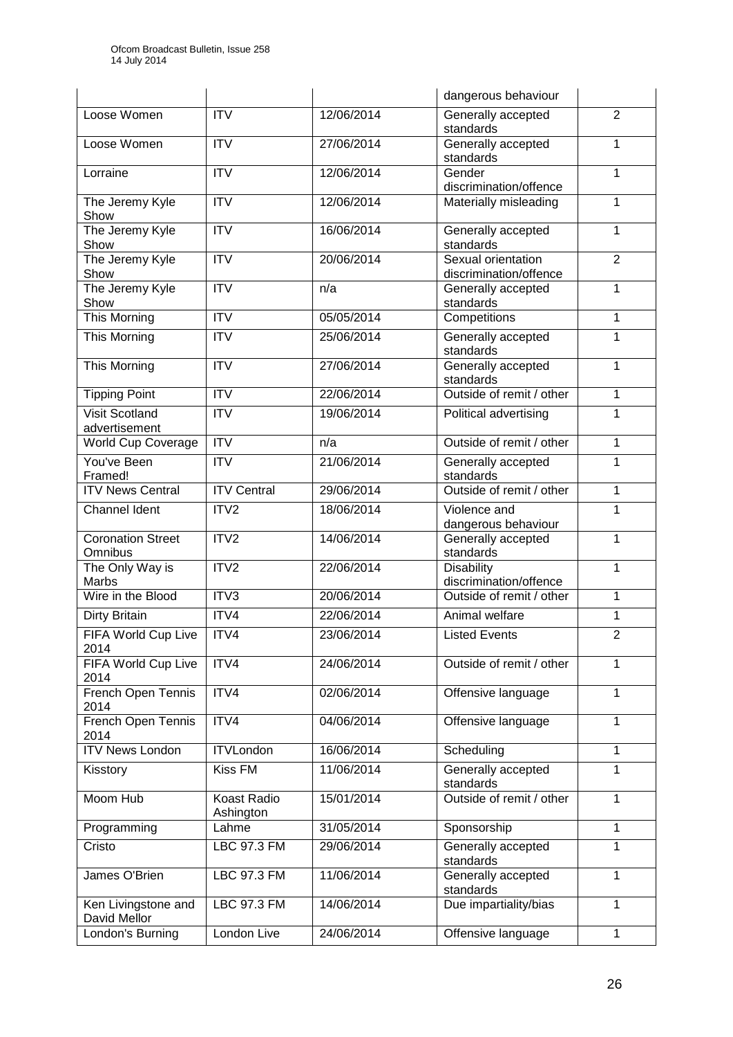| | | | dangerous behaviour | |
|---|---|---|---|---|
| Loose Women | ITV | 12/06/2014 | Generally accepted standards | 2 |
| Loose Women | ITV | 27/06/2014 | Generally accepted standards | 1 |
| Lorraine | ITV | 12/06/2014 | Gender discrimination/offence | 1 |
| The Jeremy Kyle Show | ITV | 12/06/2014 | Materially misleading | 1 |
| The Jeremy Kyle Show | ITV | 16/06/2014 | Generally accepted standards | 1 |
| The Jeremy Kyle Show | ITV | 20/06/2014 | Sexual orientation discrimination/offence | 2 |
| The Jeremy Kyle Show | ITV | n/a | Generally accepted standards | 1 |
| This Morning | ITV | 05/05/2014 | Competitions | 1 |
| This Morning | ITV | 25/06/2014 | Generally accepted standards | 1 |
| This Morning | ITV | 27/06/2014 | Generally accepted standards | 1 |
| Tipping Point | ITV | 22/06/2014 | Outside of remit / other | 1 |
| Visit Scotland advertisement | ITV | 19/06/2014 | Political advertising | 1 |
| World Cup Coverage | ITV | n/a | Outside of remit / other | 1 |
| You've Been Framed! | ITV | 21/06/2014 | Generally accepted standards | 1 |
| ITV News Central | ITV Central | 29/06/2014 | Outside of remit / other | 1 |
| Channel Ident | ITV2 | 18/06/2014 | Violence and dangerous behaviour | 1 |
| Coronation Street Omnibus | ITV2 | 14/06/2014 | Generally accepted standards | 1 |
| The Only Way is Marbs | ITV2 | 22/06/2014 | Disability discrimination/offence | 1 |
| Wire in the Blood | ITV3 | 20/06/2014 | Outside of remit / other | 1 |
| Dirty Britain | ITV4 | 22/06/2014 | Animal welfare | 1 |
| FIFA World Cup Live 2014 | ITV4 | 23/06/2014 | Listed Events | 2 |
| FIFA World Cup Live 2014 | ITV4 | 24/06/2014 | Outside of remit / other | 1 |
| French Open Tennis 2014 | ITV4 | 02/06/2014 | Offensive language | 1 |
| French Open Tennis 2014 | ITV4 | 04/06/2014 | Offensive language | 1 |
| ITV News London | ITVLondon | 16/06/2014 | Scheduling | 1 |
| Kisstory | Kiss FM | 11/06/2014 | Generally accepted standards | 1 |
| Moom Hub | Koast Radio Ashington | 15/01/2014 | Outside of remit / other | 1 |
| Programming | Lahme | 31/05/2014 | Sponsorship | 1 |
| Cristo | LBC 97.3 FM | 29/06/2014 | Generally accepted standards | 1 |
| James O'Brien | LBC 97.3 FM | 11/06/2014 | Generally accepted standards | 1 |
| Ken Livingstone and David Mellor | LBC 97.3 FM | 14/06/2014 | Due impartiality/bias | 1 |
| London's Burning | London Live | 24/06/2014 | Offensive language | 1 |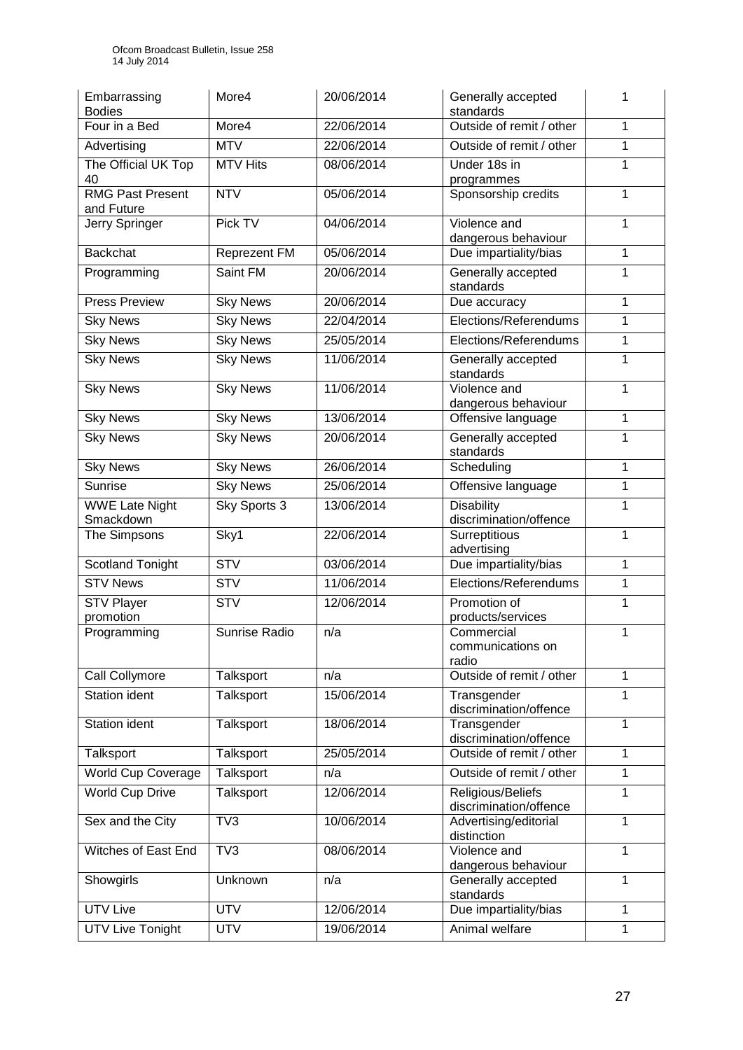| Embarrassing Bodies | More4 | 20/06/2014 | Generally accepted standards | 1 |
|---|---|---|---|---|
| Four in a Bed | More4 | 22/06/2014 | Outside of remit / other | 1 |
| Advertising | MTV | 22/06/2014 | Outside of remit / other | 1 |
| The Official UK Top 40 | MTV Hits | 08/06/2014 | Under 18s in programmes | 1 |
| RMG Past Present and Future | NTV | 05/06/2014 | Sponsorship credits | 1 |
| Jerry Springer | Pick TV | 04/06/2014 | Violence and dangerous behaviour | 1 |
| Backchat | Reprezent FM | 05/06/2014 | Due impartiality/bias | 1 |
| Programming | Saint FM | 20/06/2014 | Generally accepted standards | 1 |
| Press Preview | Sky News | 20/06/2014 | Due accuracy | 1 |
| Sky News | Sky News | 22/04/2014 | Elections/Referendums | 1 |
| Sky News | Sky News | 25/05/2014 | Elections/Referendums | 1 |
| Sky News | Sky News | 11/06/2014 | Generally accepted standards | 1 |
| Sky News | Sky News | 11/06/2014 | Violence and dangerous behaviour | 1 |
| Sky News | Sky News | 13/06/2014 | Offensive language | 1 |
| Sky News | Sky News | 20/06/2014 | Generally accepted standards | 1 |
| Sky News | Sky News | 26/06/2014 | Scheduling | 1 |
| Sunrise | Sky News | 25/06/2014 | Offensive language | 1 |
| WWE Late Night Smackdown | Sky Sports 3 | 13/06/2014 | Disability discrimination/offence | 1 |
| The Simpsons | Sky1 | 22/06/2014 | Surreptitious advertising | 1 |
| Scotland Tonight | STV | 03/06/2014 | Due impartiality/bias | 1 |
| STV News | STV | 11/06/2014 | Elections/Referendums | 1 |
| STV Player promotion | STV | 12/06/2014 | Promotion of products/services | 1 |
| Programming | Sunrise Radio | n/a | Commercial communications on radio | 1 |
| Call Collymore | Talksport | n/a | Outside of remit / other | 1 |
| Station ident | Talksport | 15/06/2014 | Transgender discrimination/offence | 1 |
| Station ident | Talksport | 18/06/2014 | Transgender discrimination/offence | 1 |
| Talksport | Talksport | 25/05/2014 | Outside of remit / other | 1 |
| World Cup Coverage | Talksport | n/a | Outside of remit / other | 1 |
| World Cup Drive | Talksport | 12/06/2014 | Religious/Beliefs discrimination/offence | 1 |
| Sex and the City | TV3 | 10/06/2014 | Advertising/editorial distinction | 1 |
| Witches of East End | TV3 | 08/06/2014 | Violence and dangerous behaviour | 1 |
| Showgirls | Unknown | n/a | Generally accepted standards | 1 |
| UTV Live | UTV | 12/06/2014 | Due impartiality/bias | 1 |
| UTV Live Tonight | UTV | 19/06/2014 | Animal welfare | 1 |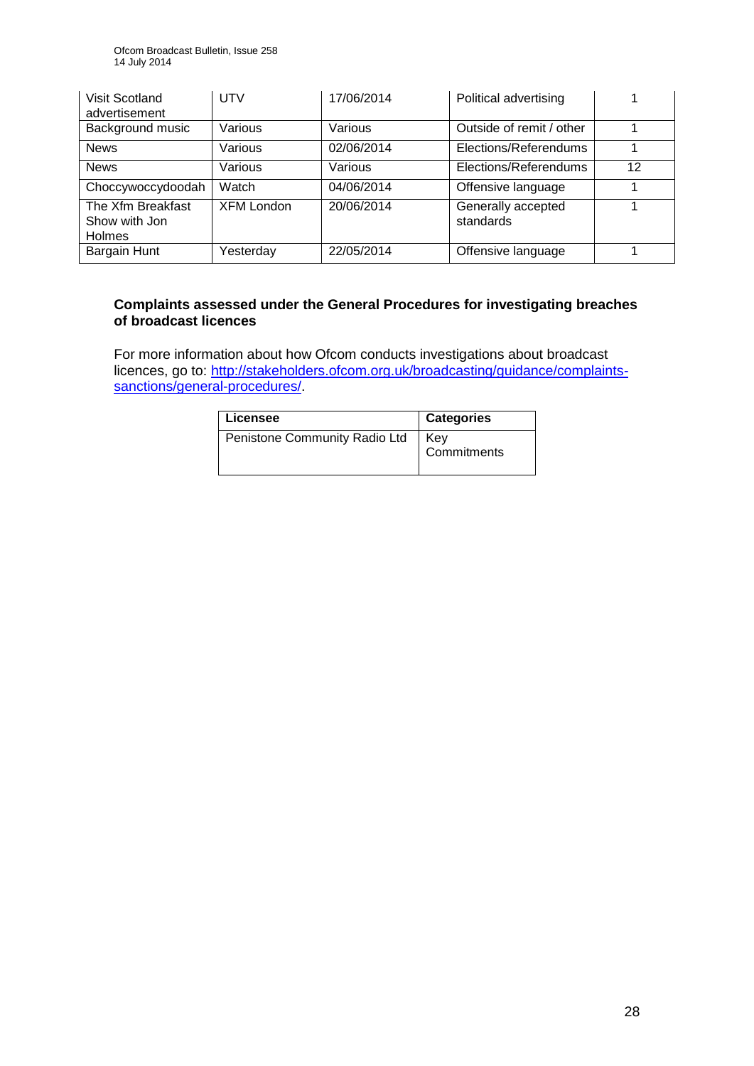| Visit Scotland advertisement | UTV | 17/06/2014 | Political advertising | 1 |
|---|---|---|---|---|
| Background music | Various | Various | Outside of remit / other | 1 |
| News | Various | 02/06/2014 | Elections/Referendums | 1 |
| News | Various | Various | Elections/Referendums | 12 |
| Choccywoccydoodah | Watch | 04/06/2014 | Offensive language | 1 |
| The Xfm Breakfast Show with Jon Holmes | XFM London | 20/06/2014 | Generally accepted standards | 1 |
| Bargain Hunt | Yesterday | 22/05/2014 | Offensive language | 1 |

**Complaints assessed under the General Procedures for investigating breaches of broadcast licences**

For more information about how Ofcom conducts investigations about broadcast licences, go to: [http://stakeholders.ofcom.org.uk/broadcasting/guidance/complaints-sanctions/general-procedures/](http://stakeholders.ofcom.org.uk/broadcasting/guidance/complaints-sanctions/general-procedures/).

| Licensee | Categories |
|---|---|
| Penistone Community Radio Ltd | Key Commitments |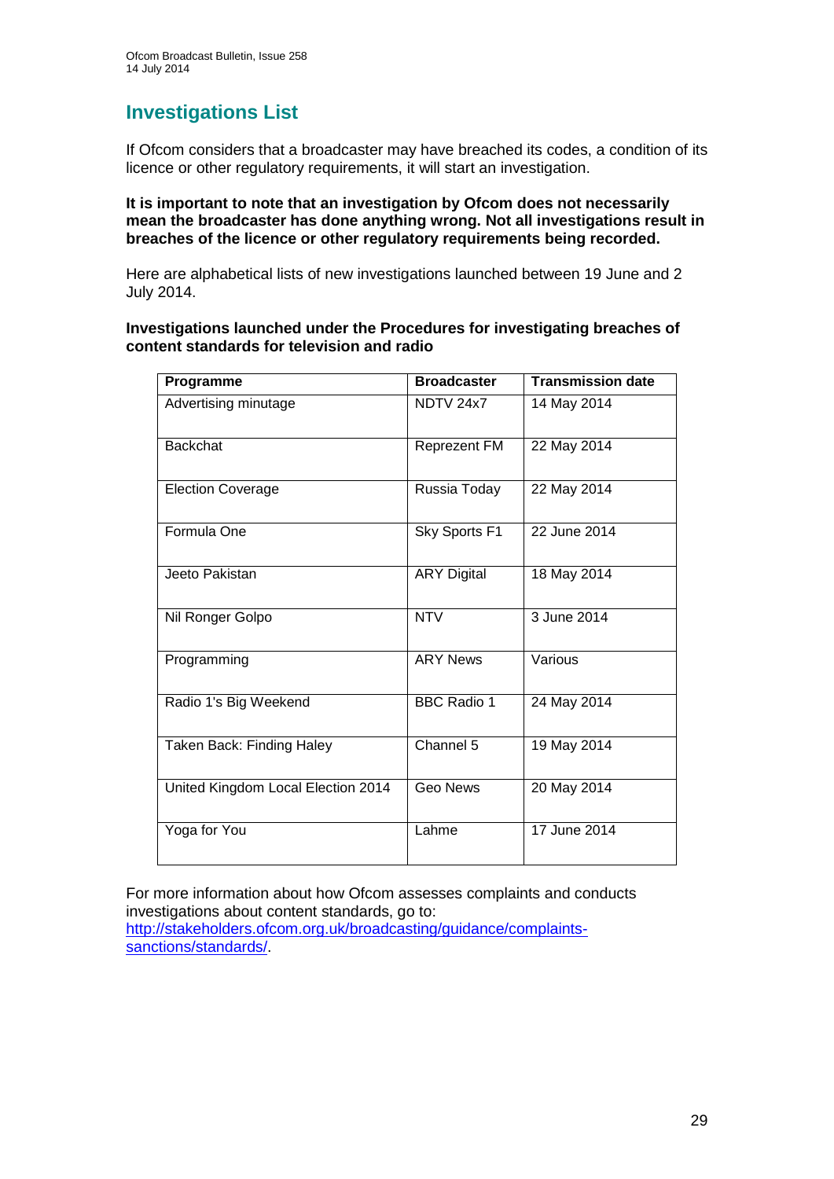## Investigations List

If Ofcom considers that a broadcaster may have breached its codes, a condition of its licence or other regulatory requirements, it will start an investigation.

**It is important to note that an investigation by Ofcom does not necessarily mean the broadcaster has done anything wrong. Not all investigations result in breaches of the licence or other regulatory requirements being recorded.**

Here are alphabetical lists of new investigations launched between 19 June and 2 July 2014.

**Investigations launched under the Procedures for investigating breaches of content standards for television and radio**

| Programme | Broadcaster | Transmission date |
|---|---|---|
| Advertising minutage | NDTV 24x7 | 14 May 2014 |
| Backchat | Reprezent FM | 22 May 2014 |
| Election Coverage | Russia Today | 22 May 2014 |
| Formula One | Sky Sports F1 | 22 June 2014 |
| Jeeto Pakistan | ARY Digital | 18 May 2014 |
| Nil Ronger Golpo | NTV | 3 June 2014 |
| Programming | ARY News | Various |
| Radio 1's Big Weekend | BBC Radio 1 | 24 May 2014 |
| Taken Back: Finding Haley | Channel 5 | 19 May 2014 |
| United Kingdom Local Election 2014 | Geo News | 20 May 2014 |
| Yoga for You | Lahme | 17 June 2014 |

For more information about how Ofcom assesses complaints and conducts investigations about content standards, go to: [http://stakeholders.ofcom.org.uk/broadcasting/guidance/complaints-sanctions/standards/](http://stakeholders.ofcom.org.uk/broadcasting/guidance/complaints-sanctions/standards/).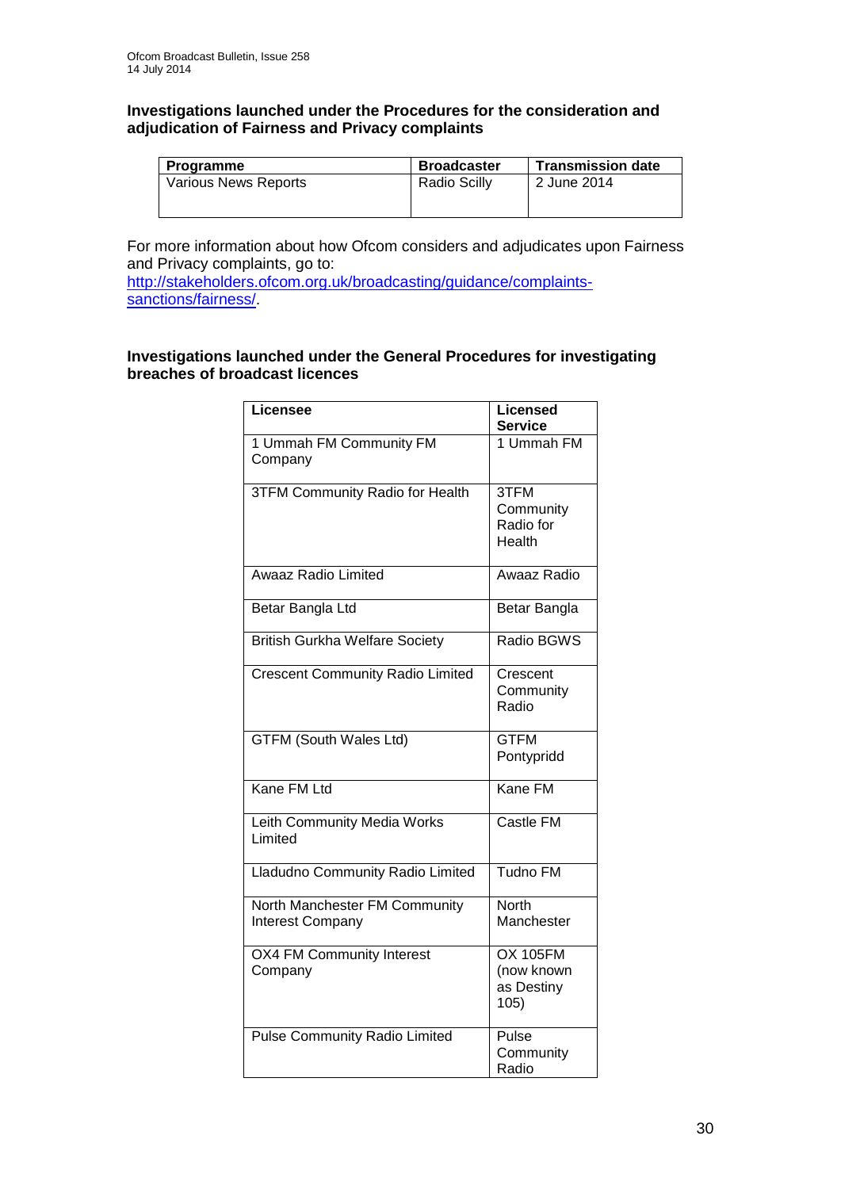**Investigations launched under the Procedures for the consideration and adjudication of Fairness and Privacy complaints**

| Programme | Broadcaster | Transmission date |
| --- | --- | --- |
| Various News Reports | Radio Scilly | 2 June 2014 |

For more information about how Ofcom considers and adjudicates upon Fairness and Privacy complaints, go to: http://stakeholders.ofcom.org.uk/broadcasting/guidance/complaints-sanctions/fairness/.

**Investigations launched under the General Procedures for investigating breaches of broadcast licences**

| Licensee | Licensed Service |
| --- | --- |
| 1 Ummah FM Community FM Company | 1 Ummah FM |
| 3TFM Community Radio for Health | 3TFM Community Radio for Health |
| Awaaz Radio Limited | Awaaz Radio |
| Betar Bangla Ltd | Betar Bangla |
| British Gurkha Welfare Society | Radio BGWS |
| Crescent Community Radio Limited | Crescent Community Radio |
| GTFM (South Wales Ltd) | GTFM Pontypridd |
| Kane FM Ltd | Kane FM |
| Leith Community Media Works Limited | Castle FM |
| Lladudno Community Radio Limited | Tudno FM |
| North Manchester FM Community Interest Company | North Manchester |
| OX4 FM Community Interest Company | OX 105FM (now known as Destiny 105) |
| Pulse Community Radio Limited | Pulse Community Radio |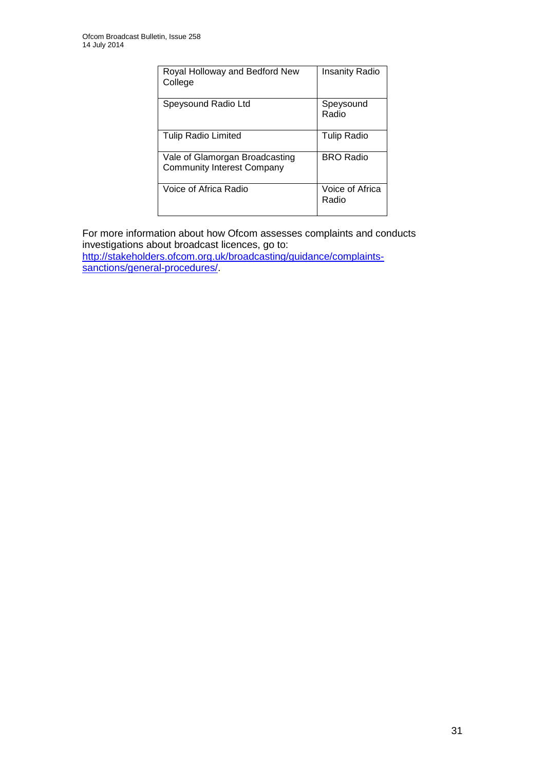| | |
|---|---|
| Royal Holloway and Bedford New College | Insanity Radio |
| Speysound Radio Ltd | Speysound Radio |
| Tulip Radio Limited | Tulip Radio |
| Vale of Glamorgan Broadcasting Community Interest Company | BRO Radio |
| Voice of Africa Radio | Voice of Africa Radio |

For more information about how Ofcom assesses complaints and conducts investigations about broadcast licences, go to: [http://stakeholders.ofcom.org.uk/broadcasting/guidance/complaints-sanctions/general-procedures/](http://stakeholders.ofcom.org.uk/broadcasting/guidance/complaints-sanctions/general-procedures/).